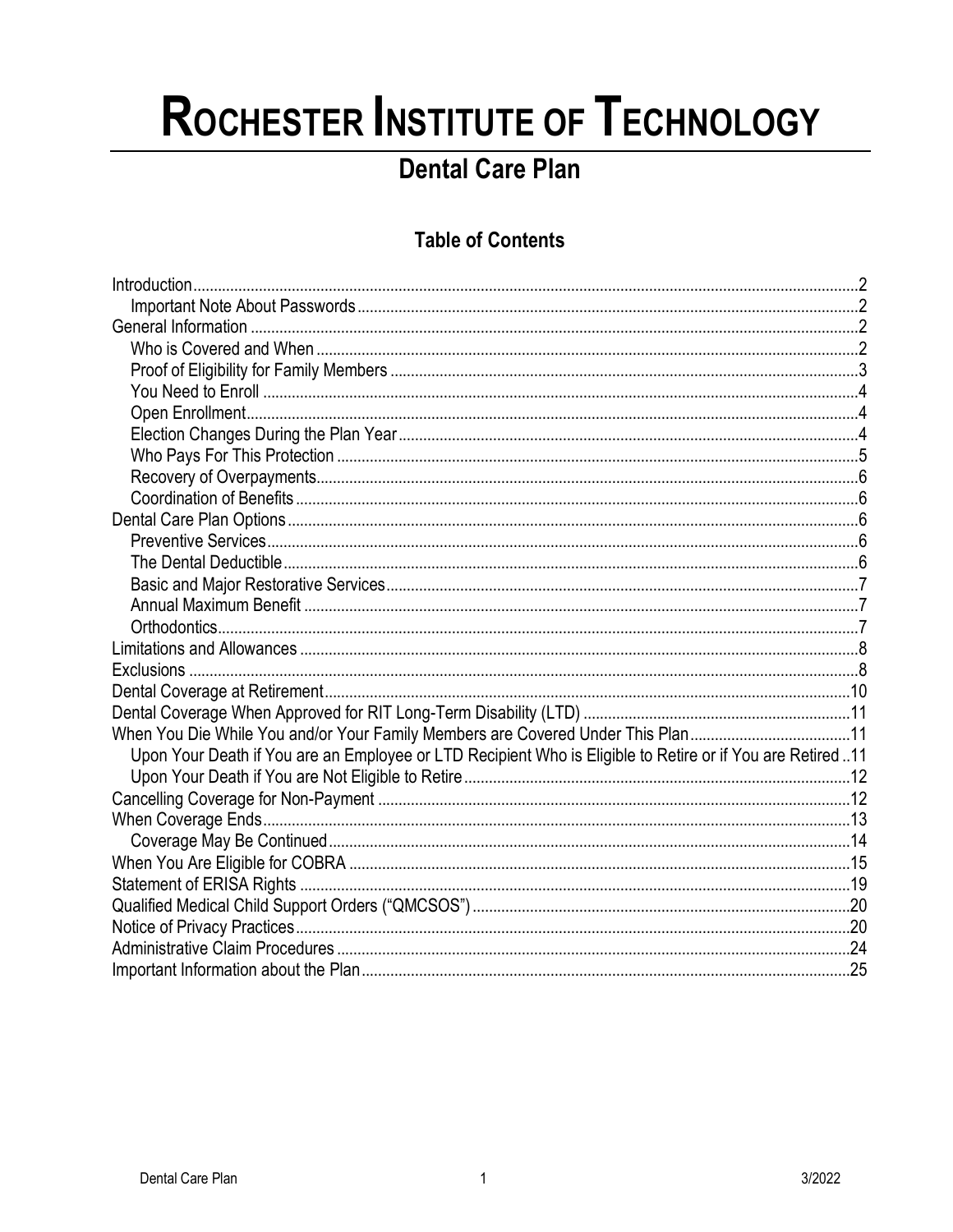# ROCHESTER INSTITUTE OF TECHNOLOGY

## Dental Care Plan

### Table of Contents

- Introduction .....2
  - Important Note About Passwords .....2
- General Information .....2
  - Who is Covered and When .....2
  - Proof of Eligibility for Family Members .....3
  - You Need to Enroll .....4
  - Open Enrollment .....4
  - Election Changes During the Plan Year .....4
  - Who Pays For This Protection .....5
  - Recovery of Overpayments .....6
  - Coordination of Benefits .....6
- Dental Care Plan Options .....6
  - Preventive Services .....6
  - The Dental Deductible .....6
  - Basic and Major Restorative Services .....7
  - Annual Maximum Benefit .....7
  - Orthodontics .....7
- Limitations and Allowances .....8
- Exclusions .....8
- Dental Coverage at Retirement .....10
- Dental Coverage When Approved for RIT Long-Term Disability (LTD) .....11
- When You Die While You and/or Your Family Members are Covered Under This Plan .....11
  - Upon Your Death if You are an Employee or LTD Recipient Who is Eligible to Retire or if You are Retired .....11
  - Upon Your Death if You are Not Eligible to Retire .....12
- Cancelling Coverage for Non-Payment .....12
- When Coverage Ends .....13
  - Coverage May Be Continued .....14
- When You Are Eligible for COBRA .....15
- Statement of ERISA Rights .....19
- Qualified Medical Child Support Orders ("QMCSOS") .....20
- Notice of Privacy Practices .....20
- Administrative Claim Procedures .....24
- Important Information about the Plan .....25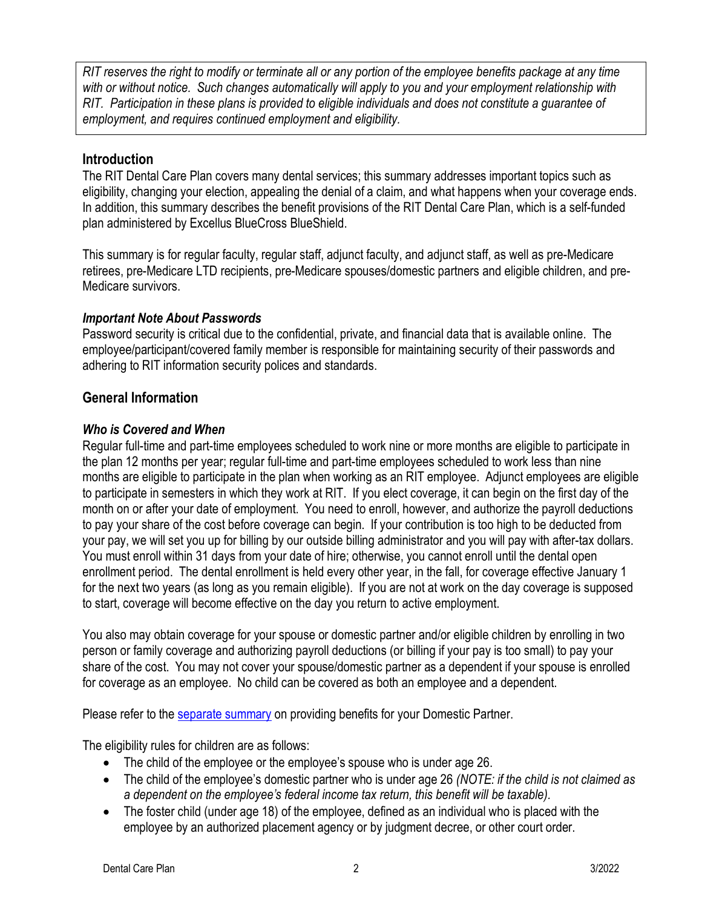*RIT reserves the right to modify or terminate all or any portion of the employee benefits package at any time with or without notice. Such changes automatically will apply to you and your employment relationship with RIT. Participation in these plans is provided to eligible individuals and does not constitute a guarantee of employment, and requires continued employment and eligibility.*

## Introduction

The RIT Dental Care Plan covers many dental services; this summary addresses important topics such as eligibility, changing your election, appealing the denial of a claim, and what happens when your coverage ends. In addition, this summary describes the benefit provisions of the RIT Dental Care Plan, which is a self-funded plan administered by Excellus BlueCross BlueShield.

This summary is for regular faculty, regular staff, adjunct faculty, and adjunct staff, as well as pre-Medicare retirees, pre-Medicare LTD recipients, pre-Medicare spouses/domestic partners and eligible children, and pre-Medicare survivors.

### *Important Note About Passwords*

Password security is critical due to the confidential, private, and financial data that is available online. The employee/participant/covered family member is responsible for maintaining security of their passwords and adhering to RIT information security polices and standards.

## General Information

### *Who is Covered and When*

Regular full-time and part-time employees scheduled to work nine or more months are eligible to participate in the plan 12 months per year; regular full-time and part-time employees scheduled to work less than nine months are eligible to participate in the plan when working as an RIT employee. Adjunct employees are eligible to participate in semesters in which they work at RIT. If you elect coverage, it can begin on the first day of the month on or after your date of employment. You need to enroll, however, and authorize the payroll deductions to pay your share of the cost before coverage can begin. If your contribution is too high to be deducted from your pay, we will set you up for billing by our outside billing administrator and you will pay with after-tax dollars. You must enroll within 31 days from your date of hire; otherwise, you cannot enroll until the dental open enrollment period. The dental enrollment is held every other year, in the fall, for coverage effective January 1 for the next two years (as long as you remain eligible). If you are not at work on the day coverage is supposed to start, coverage will become effective on the day you return to active employment.

You also may obtain coverage for your spouse or domestic partner and/or eligible children by enrolling in two person or family coverage and authorizing payroll deductions (or billing if your pay is too small) to pay your share of the cost. You may not cover your spouse/domestic partner as a dependent if your spouse is enrolled for coverage as an employee. No child can be covered as both an employee and a dependent.

Please refer to the separate summary on providing benefits for your Domestic Partner.

The eligibility rules for children are as follows:

- The child of the employee or the employee's spouse who is under age 26.
- The child of the employee's domestic partner who is under age 26 *(NOTE: if the child is not claimed as a dependent on the employee's federal income tax return, this benefit will be taxable).*
- The foster child (under age 18) of the employee, defined as an individual who is placed with the employee by an authorized placement agency or by judgment decree, or other court order.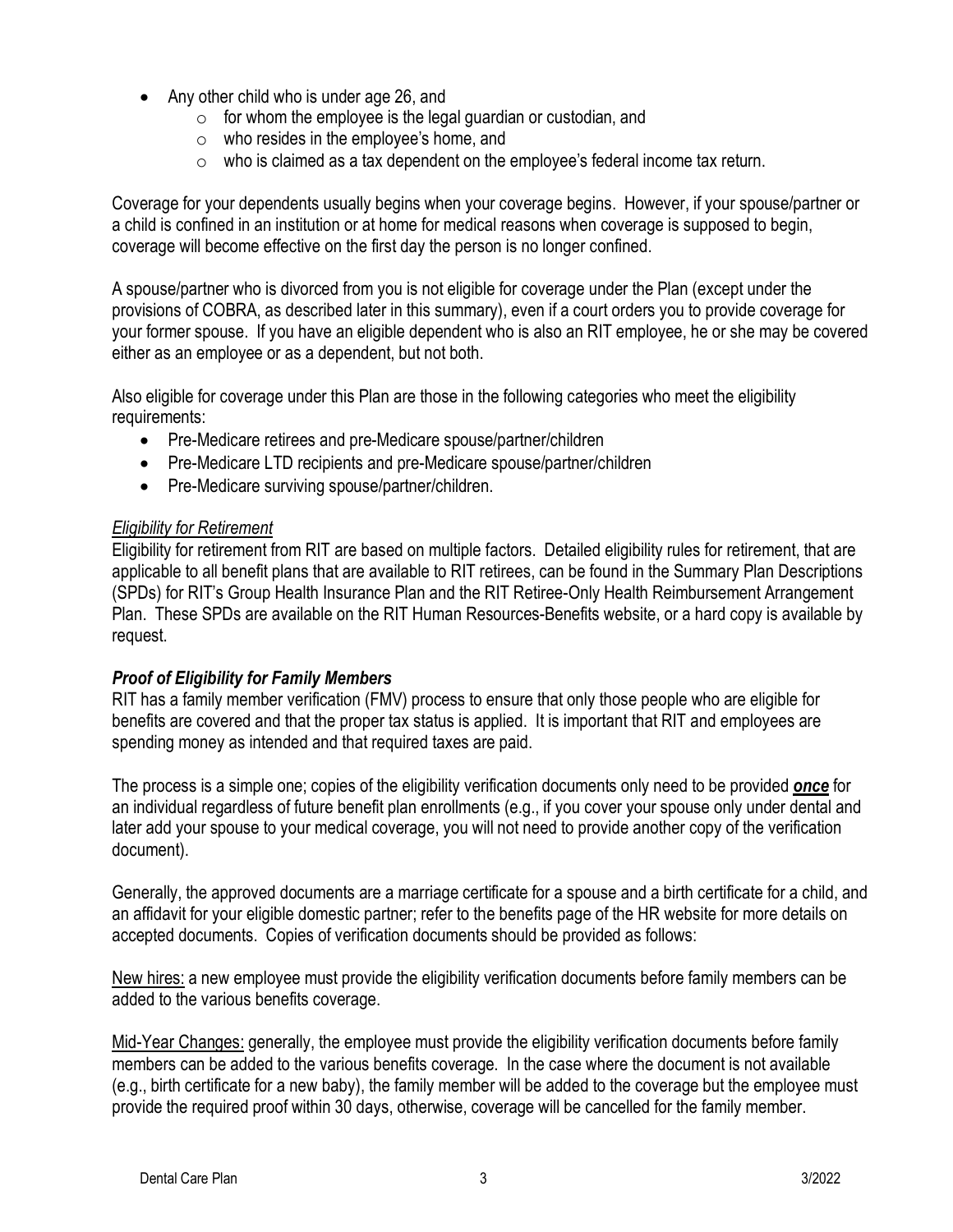- Any other child who is under age 26, and
    - for whom the employee is the legal guardian or custodian, and
    - who resides in the employee's home, and
    - who is claimed as a tax dependent on the employee's federal income tax return.

Coverage for your dependents usually begins when your coverage begins. However, if your spouse/partner or a child is confined in an institution or at home for medical reasons when coverage is supposed to begin, coverage will become effective on the first day the person is no longer confined.

A spouse/partner who is divorced from you is not eligible for coverage under the Plan (except under the provisions of COBRA, as described later in this summary), even if a court orders you to provide coverage for your former spouse. If you have an eligible dependent who is also an RIT employee, he or she may be covered either as an employee or as a dependent, but not both.

Also eligible for coverage under this Plan are those in the following categories who meet the eligibility requirements:

- Pre-Medicare retirees and pre-Medicare spouse/partner/children
- Pre-Medicare LTD recipients and pre-Medicare spouse/partner/children
- Pre-Medicare surviving spouse/partner/children.

*Eligibility for Retirement*

Eligibility for retirement from RIT are based on multiple factors. Detailed eligibility rules for retirement, that are applicable to all benefit plans that are available to RIT retirees, can be found in the Summary Plan Descriptions (SPDs) for RIT's Group Health Insurance Plan and the RIT Retiree-Only Health Reimbursement Arrangement Plan. These SPDs are available on the RIT Human Resources-Benefits website, or a hard copy is available by request.

***Proof of Eligibility for Family Members***

RIT has a family member verification (FMV) process to ensure that only those people who are eligible for benefits are covered and that the proper tax status is applied. It is important that RIT and employees are spending money as intended and that required taxes are paid.

The process is a simple one; copies of the eligibility verification documents only need to be provided ***once*** for an individual regardless of future benefit plan enrollments (e.g., if you cover your spouse only under dental and later add your spouse to your medical coverage, you will not need to provide another copy of the verification document).

Generally, the approved documents are a marriage certificate for a spouse and a birth certificate for a child, and an affidavit for your eligible domestic partner; refer to the benefits page of the HR website for more details on accepted documents. Copies of verification documents should be provided as follows:

New hires: a new employee must provide the eligibility verification documents before family members can be added to the various benefits coverage.

Mid-Year Changes: generally, the employee must provide the eligibility verification documents before family members can be added to the various benefits coverage. In the case where the document is not available (e.g., birth certificate for a new baby), the family member will be added to the coverage but the employee must provide the required proof within 30 days, otherwise, coverage will be cancelled for the family member.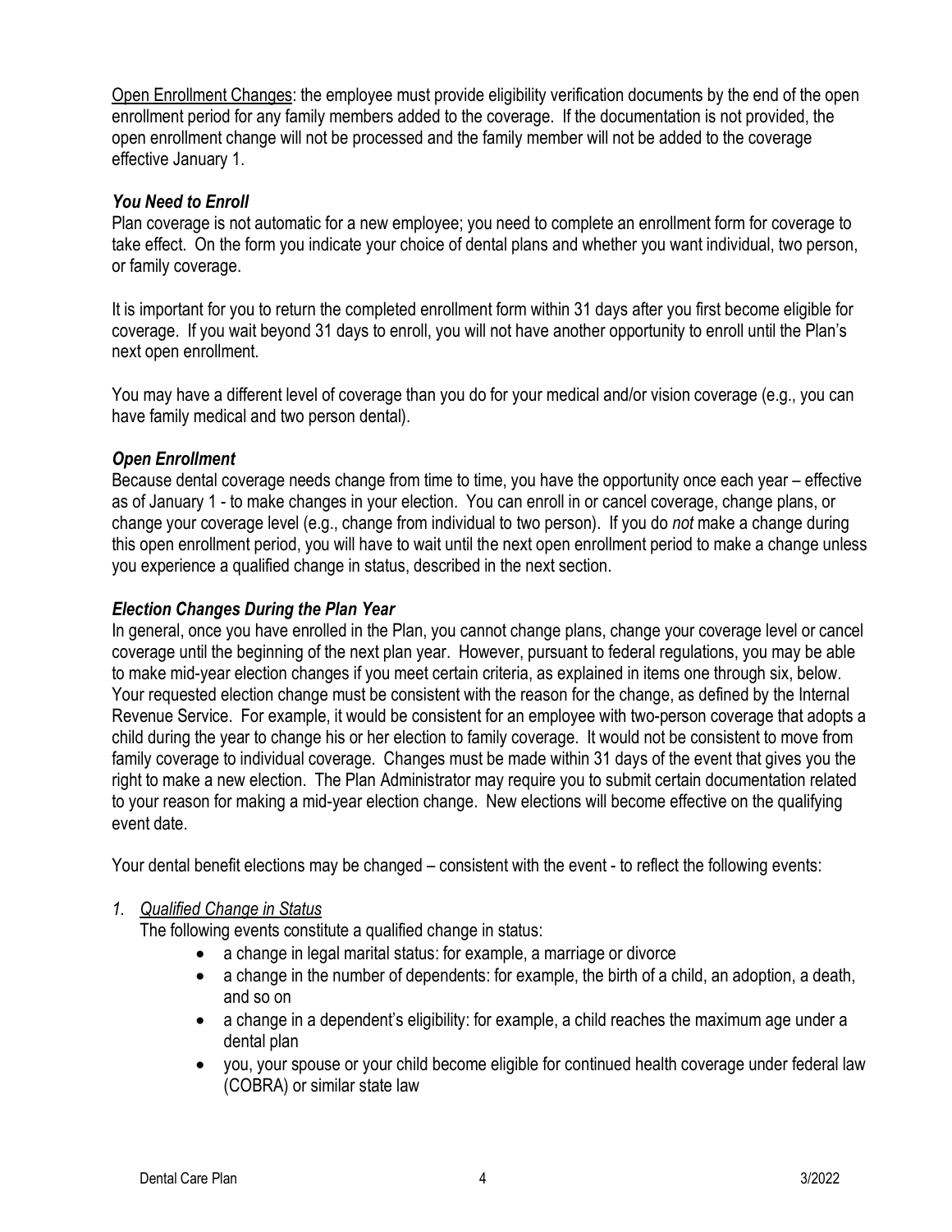<u>Open Enrollment Changes</u>: the employee must provide eligibility verification documents by the end of the open enrollment period for any family members added to the coverage. If the documentation is not provided, the open enrollment change will not be processed and the family member will not be added to the coverage effective January 1.

### *You Need to Enroll*

Plan coverage is not automatic for a new employee; you need to complete an enrollment form for coverage to take effect. On the form you indicate your choice of dental plans and whether you want individual, two person, or family coverage.

It is important for you to return the completed enrollment form within 31 days after you first become eligible for coverage. If you wait beyond 31 days to enroll, you will not have another opportunity to enroll until the Plan's next open enrollment.

You may have a different level of coverage than you do for your medical and/or vision coverage (e.g., you can have family medical and two person dental).

### *Open Enrollment*

Because dental coverage needs change from time to time, you have the opportunity once each year – effective as of January 1 - to make changes in your election. You can enroll in or cancel coverage, change plans, or change your coverage level (e.g., change from individual to two person). If you do *not* make a change during this open enrollment period, you will have to wait until the next open enrollment period to make a change unless you experience a qualified change in status, described in the next section.

### *Election Changes During the Plan Year*

In general, once you have enrolled in the Plan, you cannot change plans, change your coverage level or cancel coverage until the beginning of the next plan year. However, pursuant to federal regulations, you may be able to make mid-year election changes if you meet certain criteria, as explained in items one through six, below. Your requested election change must be consistent with the reason for the change, as defined by the Internal Revenue Service. For example, it would be consistent for an employee with two-person coverage that adopts a child during the year to change his or her election to family coverage. It would not be consistent to move from family coverage to individual coverage. Changes must be made within 31 days of the event that gives you the right to make a new election. The Plan Administrator may require you to submit certain documentation related to your reason for making a mid-year election change. New elections will become effective on the qualifying event date.

Your dental benefit elections may be changed – consistent with the event - to reflect the following events:

1. *<u>Qualified Change in Status</u>*

   The following events constitute a qualified change in status:

   - a change in legal marital status: for example, a marriage or divorce
   - a change in the number of dependents: for example, the birth of a child, an adoption, a death, and so on
   - a change in a dependent's eligibility: for example, a child reaches the maximum age under a dental plan
   - you, your spouse or your child become eligible for continued health coverage under federal law (COBRA) or similar state law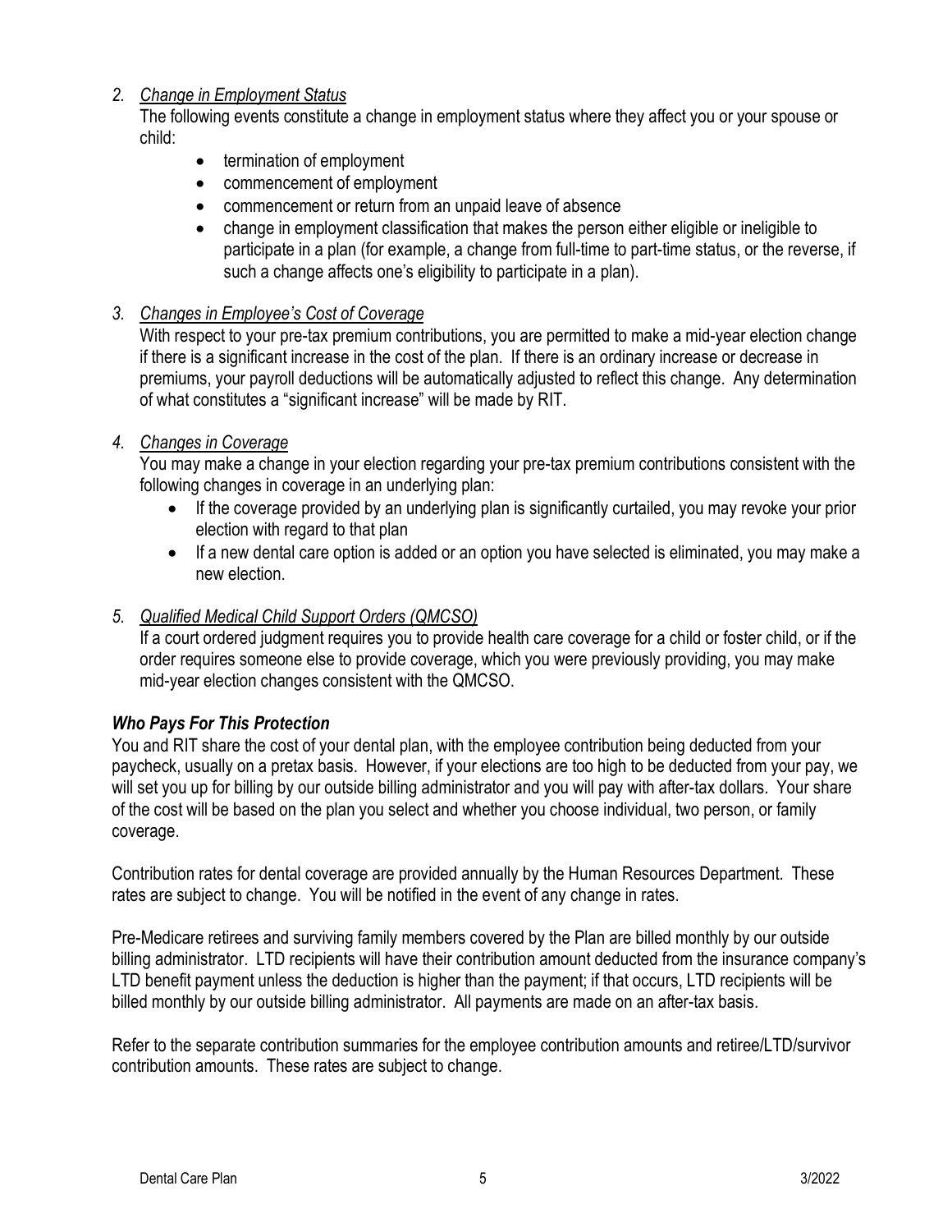*2. Change in Employment Status*

The following events constitute a change in employment status where they affect you or your spouse or child:

- termination of employment
- commencement of employment
- commencement or return from an unpaid leave of absence
- change in employment classification that makes the person either eligible or ineligible to participate in a plan (for example, a change from full-time to part-time status, or the reverse, if such a change affects one's eligibility to participate in a plan).

*3. Changes in Employee's Cost of Coverage*

With respect to your pre-tax premium contributions, you are permitted to make a mid-year election change if there is a significant increase in the cost of the plan. If there is an ordinary increase or decrease in premiums, your payroll deductions will be automatically adjusted to reflect this change. Any determination of what constitutes a "significant increase" will be made by RIT.

*4. Changes in Coverage*

You may make a change in your election regarding your pre-tax premium contributions consistent with the following changes in coverage in an underlying plan:

- If the coverage provided by an underlying plan is significantly curtailed, you may revoke your prior election with regard to that plan
- If a new dental care option is added or an option you have selected is eliminated, you may make a new election.

*5. Qualified Medical Child Support Orders (QMCSO)*

If a court ordered judgment requires you to provide health care coverage for a child or foster child, or if the order requires someone else to provide coverage, which you were previously providing, you may make mid-year election changes consistent with the QMCSO.

### *Who Pays For This Protection*

You and RIT share the cost of your dental plan, with the employee contribution being deducted from your paycheck, usually on a pretax basis. However, if your elections are too high to be deducted from your pay, we will set you up for billing by our outside billing administrator and you will pay with after-tax dollars. Your share of the cost will be based on the plan you select and whether you choose individual, two person, or family coverage.

Contribution rates for dental coverage are provided annually by the Human Resources Department. These rates are subject to change. You will be notified in the event of any change in rates.

Pre-Medicare retirees and surviving family members covered by the Plan are billed monthly by our outside billing administrator. LTD recipients will have their contribution amount deducted from the insurance company's LTD benefit payment unless the deduction is higher than the payment; if that occurs, LTD recipients will be billed monthly by our outside billing administrator. All payments are made on an after-tax basis.

Refer to the separate contribution summaries for the employee contribution amounts and retiree/LTD/survivor contribution amounts. These rates are subject to change.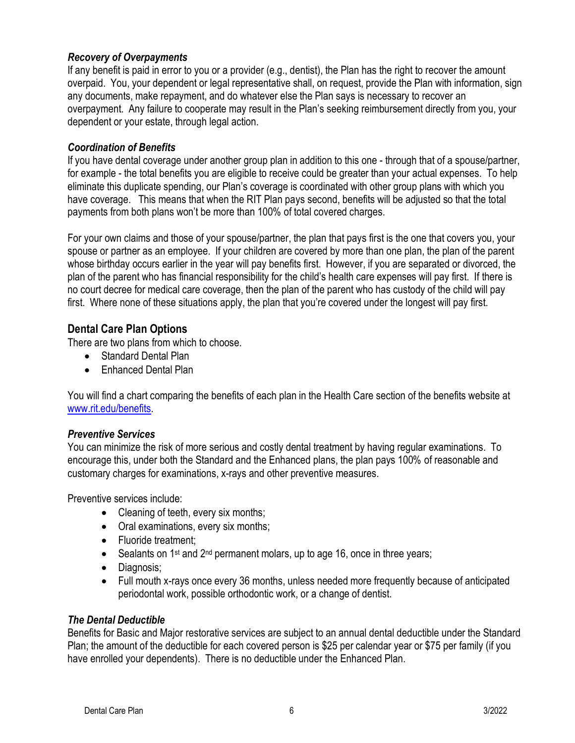### *Recovery of Overpayments*

If any benefit is paid in error to you or a provider (e.g., dentist), the Plan has the right to recover the amount overpaid. You, your dependent or legal representative shall, on request, provide the Plan with information, sign any documents, make repayment, and do whatever else the Plan says is necessary to recover an overpayment. Any failure to cooperate may result in the Plan's seeking reimbursement directly from you, your dependent or your estate, through legal action.

### *Coordination of Benefits*

If you have dental coverage under another group plan in addition to this one - through that of a spouse/partner, for example - the total benefits you are eligible to receive could be greater than your actual expenses. To help eliminate this duplicate spending, our Plan's coverage is coordinated with other group plans with which you have coverage. This means that when the RIT Plan pays second, benefits will be adjusted so that the total payments from both plans won't be more than 100% of total covered charges.

For your own claims and those of your spouse/partner, the plan that pays first is the one that covers you, your spouse or partner as an employee. If your children are covered by more than one plan, the plan of the parent whose birthday occurs earlier in the year will pay benefits first. However, if you are separated or divorced, the plan of the parent who has financial responsibility for the child's health care expenses will pay first. If there is no court decree for medical care coverage, then the plan of the parent who has custody of the child will pay first. Where none of these situations apply, the plan that you're covered under the longest will pay first.

## Dental Care Plan Options

There are two plans from which to choose.

- Standard Dental Plan
- Enhanced Dental Plan

You will find a chart comparing the benefits of each plan in the Health Care section of the benefits website at www.rit.edu/benefits.

### *Preventive Services*

You can minimize the risk of more serious and costly dental treatment by having regular examinations. To encourage this, under both the Standard and the Enhanced plans, the plan pays 100% of reasonable and customary charges for examinations, x-rays and other preventive measures.

Preventive services include:

- Cleaning of teeth, every six months;
- Oral examinations, every six months;
- Fluoride treatment;
- Sealants on 1st and 2nd permanent molars, up to age 16, once in three years;
- Diagnosis;
- Full mouth x-rays once every 36 months, unless needed more frequently because of anticipated periodontal work, possible orthodontic work, or a change of dentist.

### *The Dental Deductible*

Benefits for Basic and Major restorative services are subject to an annual dental deductible under the Standard Plan; the amount of the deductible for each covered person is $25 per calendar year or $75 per family (if you have enrolled your dependents). There is no deductible under the Enhanced Plan.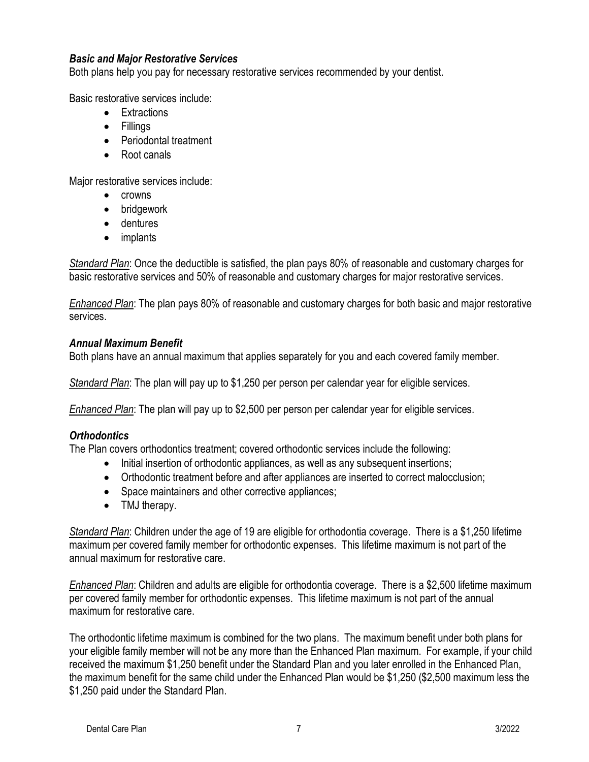### *Basic and Major Restorative Services*

Both plans help you pay for necessary restorative services recommended by your dentist.

Basic restorative services include:

- Extractions
- Fillings
- Periodontal treatment
- Root canals

Major restorative services include:

- crowns
- bridgework
- dentures
- implants

*Standard Plan*: Once the deductible is satisfied, the plan pays 80% of reasonable and customary charges for basic restorative services and 50% of reasonable and customary charges for major restorative services.

*Enhanced Plan*: The plan pays 80% of reasonable and customary charges for both basic and major restorative services.

### *Annual Maximum Benefit*

Both plans have an annual maximum that applies separately for you and each covered family member.

*Standard Plan*: The plan will pay up to $1,250 per person per calendar year for eligible services.

*Enhanced Plan*: The plan will pay up to $2,500 per person per calendar year for eligible services.

### *Orthodontics*

The Plan covers orthodontics treatment; covered orthodontic services include the following:

- Initial insertion of orthodontic appliances, as well as any subsequent insertions;
- Orthodontic treatment before and after appliances are inserted to correct malocclusion;
- Space maintainers and other corrective appliances;
- TMJ therapy.

*Standard Plan*: Children under the age of 19 are eligible for orthodontia coverage. There is a $1,250 lifetime maximum per covered family member for orthodontic expenses. This lifetime maximum is not part of the annual maximum for restorative care.

*Enhanced Plan*: Children and adults are eligible for orthodontia coverage. There is a $2,500 lifetime maximum per covered family member for orthodontic expenses. This lifetime maximum is not part of the annual maximum for restorative care.

The orthodontic lifetime maximum is combined for the two plans. The maximum benefit under both plans for your eligible family member will not be any more than the Enhanced Plan maximum. For example, if your child received the maximum $1,250 benefit under the Standard Plan and you later enrolled in the Enhanced Plan, the maximum benefit for the same child under the Enhanced Plan would be $1,250 ($2,500 maximum less the $1,250 paid under the Standard Plan.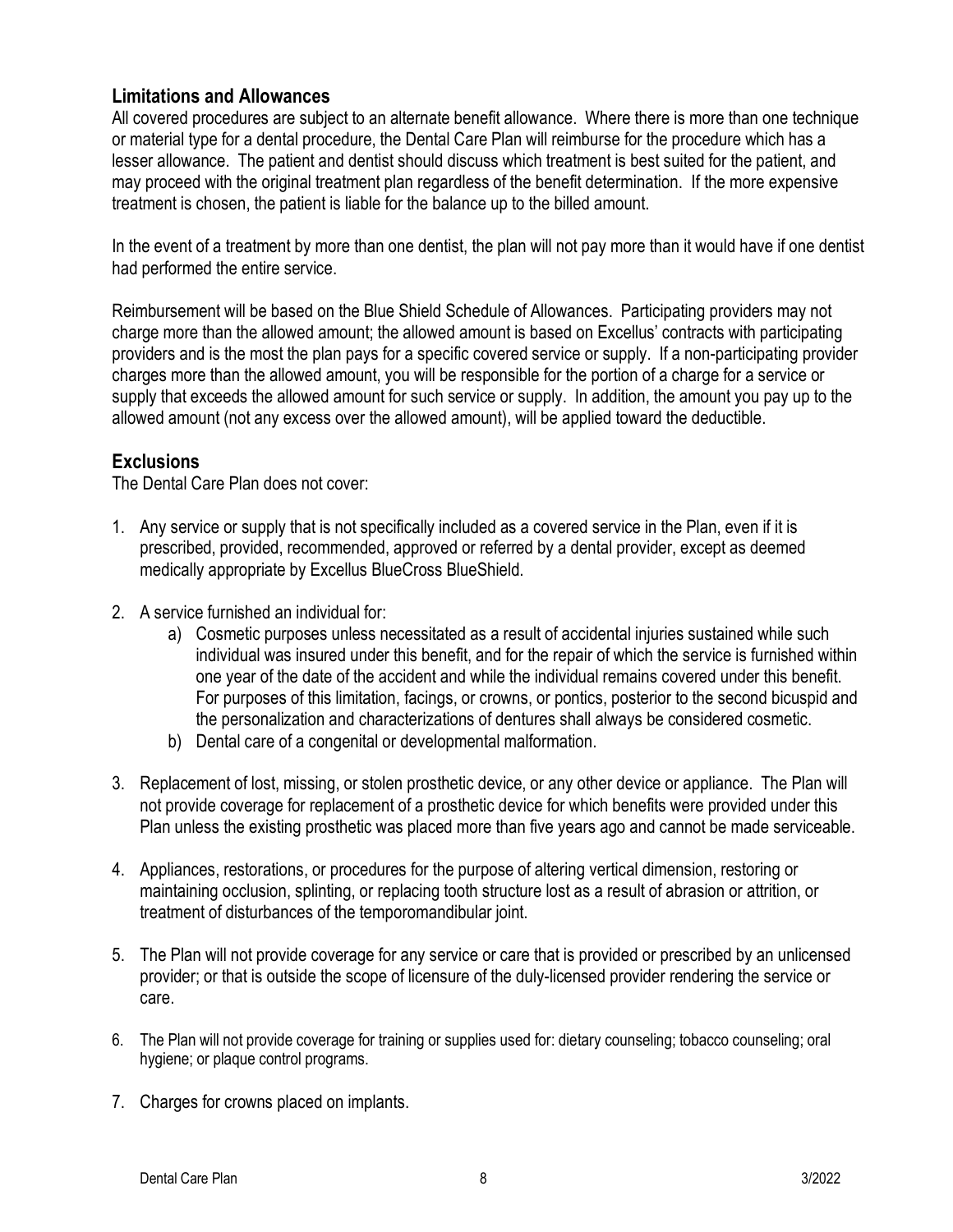## Limitations and Allowances

All covered procedures are subject to an alternate benefit allowance. Where there is more than one technique or material type for a dental procedure, the Dental Care Plan will reimburse for the procedure which has a lesser allowance. The patient and dentist should discuss which treatment is best suited for the patient, and may proceed with the original treatment plan regardless of the benefit determination. If the more expensive treatment is chosen, the patient is liable for the balance up to the billed amount.

In the event of a treatment by more than one dentist, the plan will not pay more than it would have if one dentist had performed the entire service.

Reimbursement will be based on the Blue Shield Schedule of Allowances. Participating providers may not charge more than the allowed amount; the allowed amount is based on Excellus' contracts with participating providers and is the most the plan pays for a specific covered service or supply. If a non-participating provider charges more than the allowed amount, you will be responsible for the portion of a charge for a service or supply that exceeds the allowed amount for such service or supply. In addition, the amount you pay up to the allowed amount (not any excess over the allowed amount), will be applied toward the deductible.

## Exclusions

The Dental Care Plan does not cover:

1. Any service or supply that is not specifically included as a covered service in the Plan, even if it is prescribed, provided, recommended, approved or referred by a dental provider, except as deemed medically appropriate by Excellus BlueCross BlueShield.
2. A service furnished an individual for:
   a) Cosmetic purposes unless necessitated as a result of accidental injuries sustained while such individual was insured under this benefit, and for the repair of which the service is furnished within one year of the date of the accident and while the individual remains covered under this benefit. For purposes of this limitation, facings, or crowns, or pontics, posterior to the second bicuspid and the personalization and characterizations of dentures shall always be considered cosmetic.
   b) Dental care of a congenital or developmental malformation.
3. Replacement of lost, missing, or stolen prosthetic device, or any other device or appliance. The Plan will not provide coverage for replacement of a prosthetic device for which benefits were provided under this Plan unless the existing prosthetic was placed more than five years ago and cannot be made serviceable.
4. Appliances, restorations, or procedures for the purpose of altering vertical dimension, restoring or maintaining occlusion, splinting, or replacing tooth structure lost as a result of abrasion or attrition, or treatment of disturbances of the temporomandibular joint.
5. The Plan will not provide coverage for any service or care that is provided or prescribed by an unlicensed provider; or that is outside the scope of licensure of the duly-licensed provider rendering the service or care.
6. The Plan will not provide coverage for training or supplies used for: dietary counseling; tobacco counseling; oral hygiene; or plaque control programs.
7. Charges for crowns placed on implants.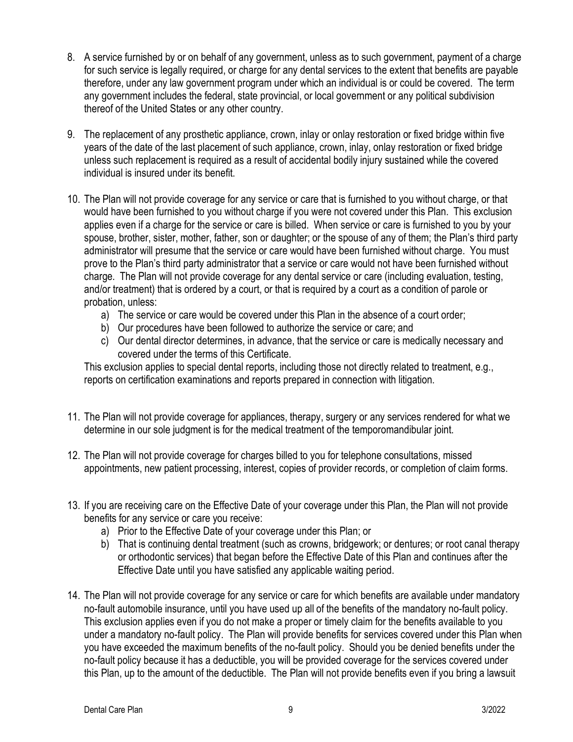8. A service furnished by or on behalf of any government, unless as to such government, payment of a charge for such service is legally required, or charge for any dental services to the extent that benefits are payable therefore, under any law government program under which an individual is or could be covered. The term any government includes the federal, state provincial, or local government or any political subdivision thereof of the United States or any other country.

9. The replacement of any prosthetic appliance, crown, inlay or onlay restoration or fixed bridge within five years of the date of the last placement of such appliance, crown, inlay, onlay restoration or fixed bridge unless such replacement is required as a result of accidental bodily injury sustained while the covered individual is insured under its benefit.

10. The Plan will not provide coverage for any service or care that is furnished to you without charge, or that would have been furnished to you without charge if you were not covered under this Plan. This exclusion applies even if a charge for the service or care is billed. When service or care is furnished to you by your spouse, brother, sister, mother, father, son or daughter; or the spouse of any of them; the Plan's third party administrator will presume that the service or care would have been furnished without charge. You must prove to the Plan's third party administrator that a service or care would not have been furnished without charge. The Plan will not provide coverage for any dental service or care (including evaluation, testing, and/or treatment) that is ordered by a court, or that is required by a court as a condition of parole or probation, unless:
    a) The service or care would be covered under this Plan in the absence of a court order;
    b) Our procedures have been followed to authorize the service or care; and
    c) Our dental director determines, in advance, that the service or care is medically necessary and covered under the terms of this Certificate.

    This exclusion applies to special dental reports, including those not directly related to treatment, e.g., reports on certification examinations and reports prepared in connection with litigation.

11. The Plan will not provide coverage for appliances, therapy, surgery or any services rendered for what we determine in our sole judgment is for the medical treatment of the temporomandibular joint.

12. The Plan will not provide coverage for charges billed to you for telephone consultations, missed appointments, new patient processing, interest, copies of provider records, or completion of claim forms.

13. If you are receiving care on the Effective Date of your coverage under this Plan, the Plan will not provide benefits for any service or care you receive:
    a) Prior to the Effective Date of your coverage under this Plan; or
    b) That is continuing dental treatment (such as crowns, bridgework; or dentures; or root canal therapy or orthodontic services) that began before the Effective Date of this Plan and continues after the Effective Date until you have satisfied any applicable waiting period.

14. The Plan will not provide coverage for any service or care for which benefits are available under mandatory no-fault automobile insurance, until you have used up all of the benefits of the mandatory no-fault policy. This exclusion applies even if you do not make a proper or timely claim for the benefits available to you under a mandatory no-fault policy. The Plan will provide benefits for services covered under this Plan when you have exceeded the maximum benefits of the no-fault policy. Should you be denied benefits under the no-fault policy because it has a deductible, you will be provided coverage for the services covered under this Plan, up to the amount of the deductible. The Plan will not provide benefits even if you bring a lawsuit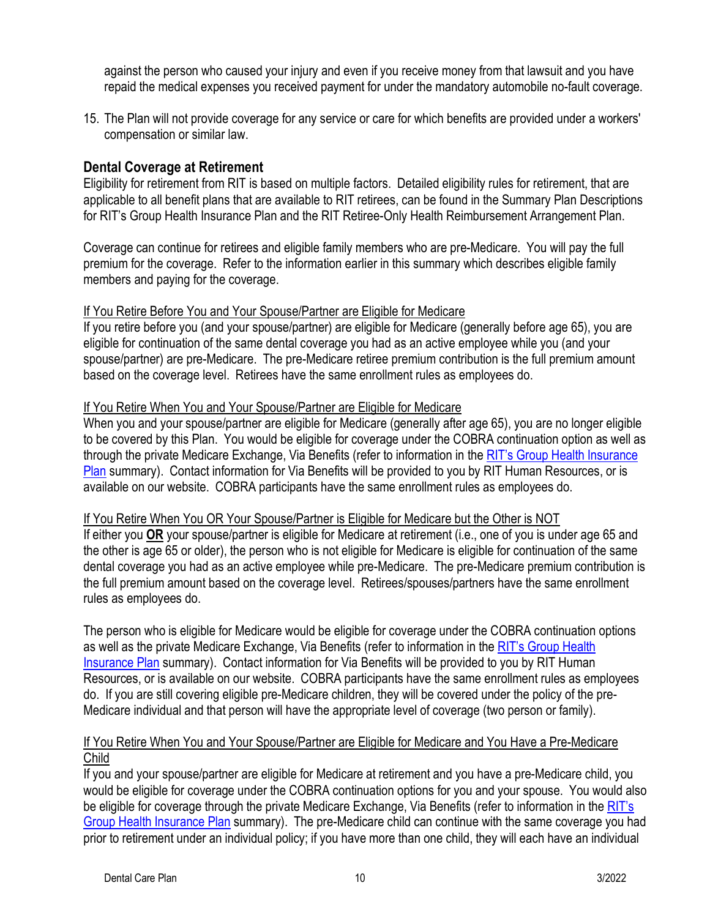against the person who caused your injury and even if you receive money from that lawsuit and you have repaid the medical expenses you received payment for under the mandatory automobile no-fault coverage.

15. The Plan will not provide coverage for any service or care for which benefits are provided under a workers' compensation or similar law.

## Dental Coverage at Retirement

Eligibility for retirement from RIT is based on multiple factors. Detailed eligibility rules for retirement, that are applicable to all benefit plans that are available to RIT retirees, can be found in the Summary Plan Descriptions for RIT's Group Health Insurance Plan and the RIT Retiree-Only Health Reimbursement Arrangement Plan.

Coverage can continue for retirees and eligible family members who are pre-Medicare. You will pay the full premium for the coverage. Refer to the information earlier in this summary which describes eligible family members and paying for the coverage.

<u>If You Retire Before You and Your Spouse/Partner are Eligible for Medicare</u>

If you retire before you (and your spouse/partner) are eligible for Medicare (generally before age 65), you are eligible for continuation of the same dental coverage you had as an active employee while you (and your spouse/partner) are pre-Medicare. The pre-Medicare retiree premium contribution is the full premium amount based on the coverage level. Retirees have the same enrollment rules as employees do.

<u>If You Retire When You and Your Spouse/Partner are Eligible for Medicare</u>

When you and your spouse/partner are eligible for Medicare (generally after age 65), you are no longer eligible to be covered by this Plan. You would be eligible for coverage under the COBRA continuation option as well as through the private Medicare Exchange, Via Benefits (refer to information in the RIT's Group Health Insurance Plan summary). Contact information for Via Benefits will be provided to you by RIT Human Resources, or is available on our website. COBRA participants have the same enrollment rules as employees do.

<u>If You Retire When You OR Your Spouse/Partner is Eligible for Medicare but the Other is NOT</u>

If either you **<u>OR</u>** your spouse/partner is eligible for Medicare at retirement (i.e., one of you is under age 65 and the other is age 65 or older), the person who is not eligible for Medicare is eligible for continuation of the same dental coverage you had as an active employee while pre-Medicare. The pre-Medicare premium contribution is the full premium amount based on the coverage level. Retirees/spouses/partners have the same enrollment rules as employees do.

The person who is eligible for Medicare would be eligible for coverage under the COBRA continuation options as well as the private Medicare Exchange, Via Benefits (refer to information in the RIT's Group Health Insurance Plan summary). Contact information for Via Benefits will be provided to you by RIT Human Resources, or is available on our website. COBRA participants have the same enrollment rules as employees do. If you are still covering eligible pre-Medicare children, they will be covered under the policy of the pre-Medicare individual and that person will have the appropriate level of coverage (two person or family).

<u>If You Retire When You and Your Spouse/Partner are Eligible for Medicare and You Have a Pre-Medicare Child</u>

If you and your spouse/partner are eligible for Medicare at retirement and you have a pre-Medicare child, you would be eligible for coverage under the COBRA continuation options for you and your spouse. You would also be eligible for coverage through the private Medicare Exchange, Via Benefits (refer to information in the RIT's Group Health Insurance Plan summary). The pre-Medicare child can continue with the same coverage you had prior to retirement under an individual policy; if you have more than one child, they will each have an individual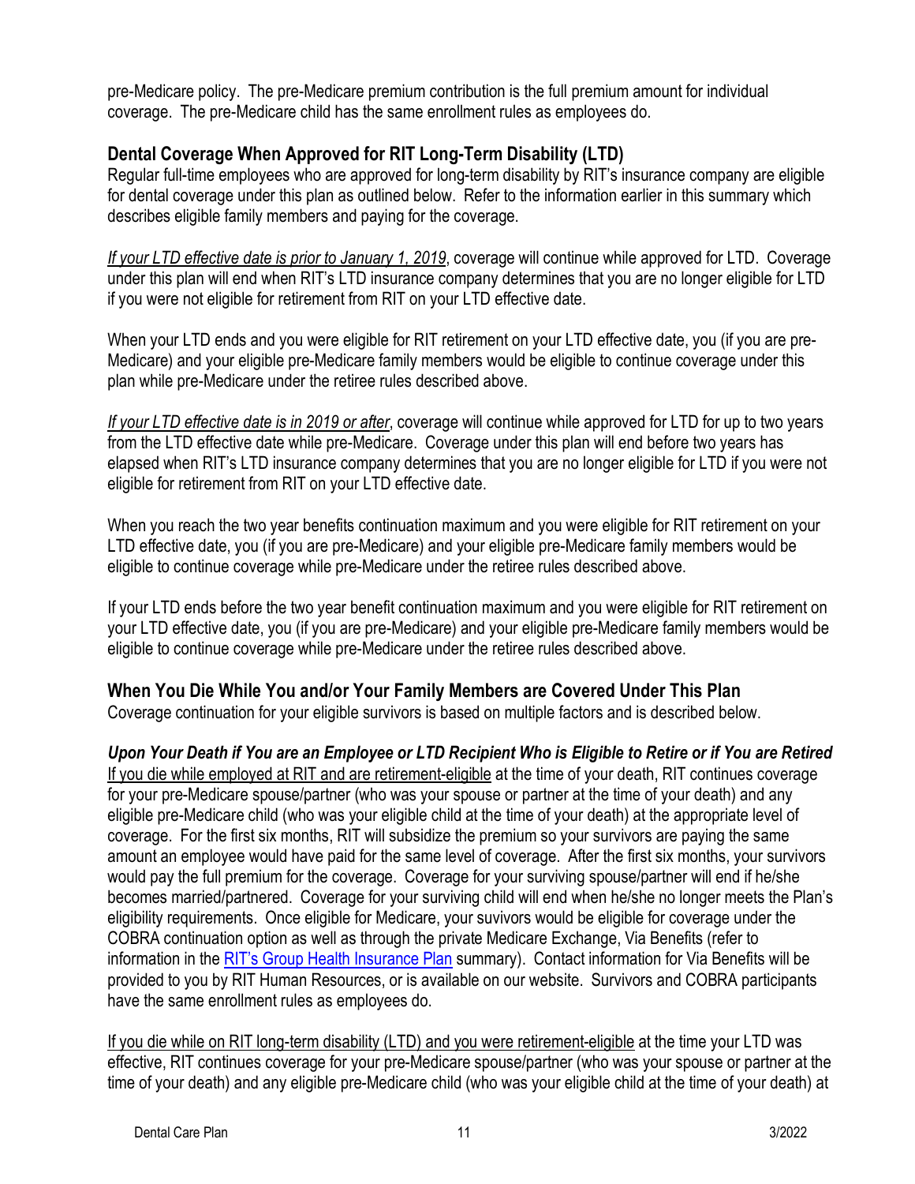pre-Medicare policy. The pre-Medicare premium contribution is the full premium amount for individual coverage. The pre-Medicare child has the same enrollment rules as employees do.

## Dental Coverage When Approved for RIT Long-Term Disability (LTD)

Regular full-time employees who are approved for long-term disability by RIT's insurance company are eligible for dental coverage under this plan as outlined below. Refer to the information earlier in this summary which describes eligible family members and paying for the coverage.

*If your LTD effective date is prior to January 1, 2019*, coverage will continue while approved for LTD. Coverage under this plan will end when RIT's LTD insurance company determines that you are no longer eligible for LTD if you were not eligible for retirement from RIT on your LTD effective date.

When your LTD ends and you were eligible for RIT retirement on your LTD effective date, you (if you are pre-Medicare) and your eligible pre-Medicare family members would be eligible to continue coverage under this plan while pre-Medicare under the retiree rules described above.

*If your LTD effective date is in 2019 or after*, coverage will continue while approved for LTD for up to two years from the LTD effective date while pre-Medicare. Coverage under this plan will end before two years has elapsed when RIT's LTD insurance company determines that you are no longer eligible for LTD if you were not eligible for retirement from RIT on your LTD effective date.

When you reach the two year benefits continuation maximum and you were eligible for RIT retirement on your LTD effective date, you (if you are pre-Medicare) and your eligible pre-Medicare family members would be eligible to continue coverage while pre-Medicare under the retiree rules described above.

If your LTD ends before the two year benefit continuation maximum and you were eligible for RIT retirement on your LTD effective date, you (if you are pre-Medicare) and your eligible pre-Medicare family members would be eligible to continue coverage while pre-Medicare under the retiree rules described above.

## When You Die While You and/or Your Family Members are Covered Under This Plan

Coverage continuation for your eligible survivors is based on multiple factors and is described below.

### *Upon Your Death if You are an Employee or LTD Recipient Who is Eligible to Retire or if You are Retired*

If you die while employed at RIT and are retirement-eligible at the time of your death, RIT continues coverage for your pre-Medicare spouse/partner (who was your spouse or partner at the time of your death) and any eligible pre-Medicare child (who was your eligible child at the time of your death) at the appropriate level of coverage. For the first six months, RIT will subsidize the premium so your survivors are paying the same amount an employee would have paid for the same level of coverage. After the first six months, your survivors would pay the full premium for the coverage. Coverage for your surviving spouse/partner will end if he/she becomes married/partnered. Coverage for your surviving child will end when he/she no longer meets the Plan's eligibility requirements. Once eligible for Medicare, your suvivors would be eligible for coverage under the COBRA continuation option as well as through the private Medicare Exchange, Via Benefits (refer to information in the RIT's Group Health Insurance Plan summary). Contact information for Via Benefits will be provided to you by RIT Human Resources, or is available on our website. Survivors and COBRA participants have the same enrollment rules as employees do.

If you die while on RIT long-term disability (LTD) and you were retirement-eligible at the time your LTD was effective, RIT continues coverage for your pre-Medicare spouse/partner (who was your spouse or partner at the time of your death) and any eligible pre-Medicare child (who was your eligible child at the time of your death) at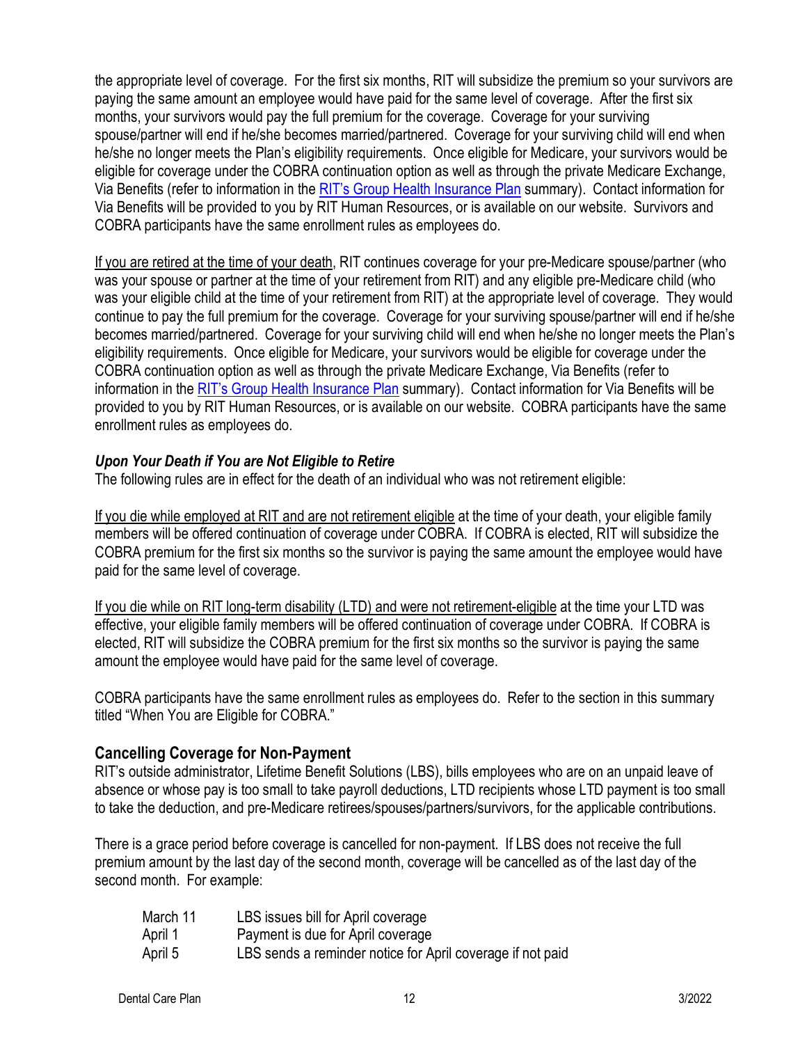the appropriate level of coverage. For the first six months, RIT will subsidize the premium so your survivors are paying the same amount an employee would have paid for the same level of coverage. After the first six months, your survivors would pay the full premium for the coverage. Coverage for your surviving spouse/partner will end if he/she becomes married/partnered. Coverage for your surviving child will end when he/she no longer meets the Plan's eligibility requirements. Once eligible for Medicare, your survivors would be eligible for coverage under the COBRA continuation option as well as through the private Medicare Exchange, Via Benefits (refer to information in the RIT's Group Health Insurance Plan summary). Contact information for Via Benefits will be provided to you by RIT Human Resources, or is available on our website. Survivors and COBRA participants have the same enrollment rules as employees do.

<u>If you are retired at the time of your death</u>, RIT continues coverage for your pre-Medicare spouse/partner (who was your spouse or partner at the time of your retirement from RIT) and any eligible pre-Medicare child (who was your eligible child at the time of your retirement from RIT) at the appropriate level of coverage. They would continue to pay the full premium for the coverage. Coverage for your surviving spouse/partner will end if he/she becomes married/partnered. Coverage for your surviving child will end when he/she no longer meets the Plan's eligibility requirements. Once eligible for Medicare, your survivors would be eligible for coverage under the COBRA continuation option as well as through the private Medicare Exchange, Via Benefits (refer to information in the RIT's Group Health Insurance Plan summary). Contact information for Via Benefits will be provided to you by RIT Human Resources, or is available on our website. COBRA participants have the same enrollment rules as employees do.

***Upon Your Death if You are Not Eligible to Retire***

The following rules are in effect for the death of an individual who was not retirement eligible:

<u>If you die while employed at RIT and are not retirement eligible</u> at the time of your death, your eligible family members will be offered continuation of coverage under COBRA. If COBRA is elected, RIT will subsidize the COBRA premium for the first six months so the survivor is paying the same amount the employee would have paid for the same level of coverage.

<u>If you die while on RIT long-term disability (LTD) and were not retirement-eligible</u> at the time your LTD was effective, your eligible family members will be offered continuation of coverage under COBRA. If COBRA is elected, RIT will subsidize the COBRA premium for the first six months so the survivor is paying the same amount the employee would have paid for the same level of coverage.

COBRA participants have the same enrollment rules as employees do. Refer to the section in this summary titled "When You are Eligible for COBRA."

## Cancelling Coverage for Non-Payment

RIT's outside administrator, Lifetime Benefit Solutions (LBS), bills employees who are on an unpaid leave of absence or whose pay is too small to take payroll deductions, LTD recipients whose LTD payment is too small to take the deduction, and pre-Medicare retirees/spouses/partners/survivors, for the applicable contributions.

There is a grace period before coverage is cancelled for non-payment. If LBS does not receive the full premium amount by the last day of the second month, coverage will be cancelled as of the last day of the second month. For example:

| | |
|---|---|
| March 11 | LBS issues bill for April coverage |
| April 1 | Payment is due for April coverage |
| April 5 | LBS sends a reminder notice for April coverage if not paid |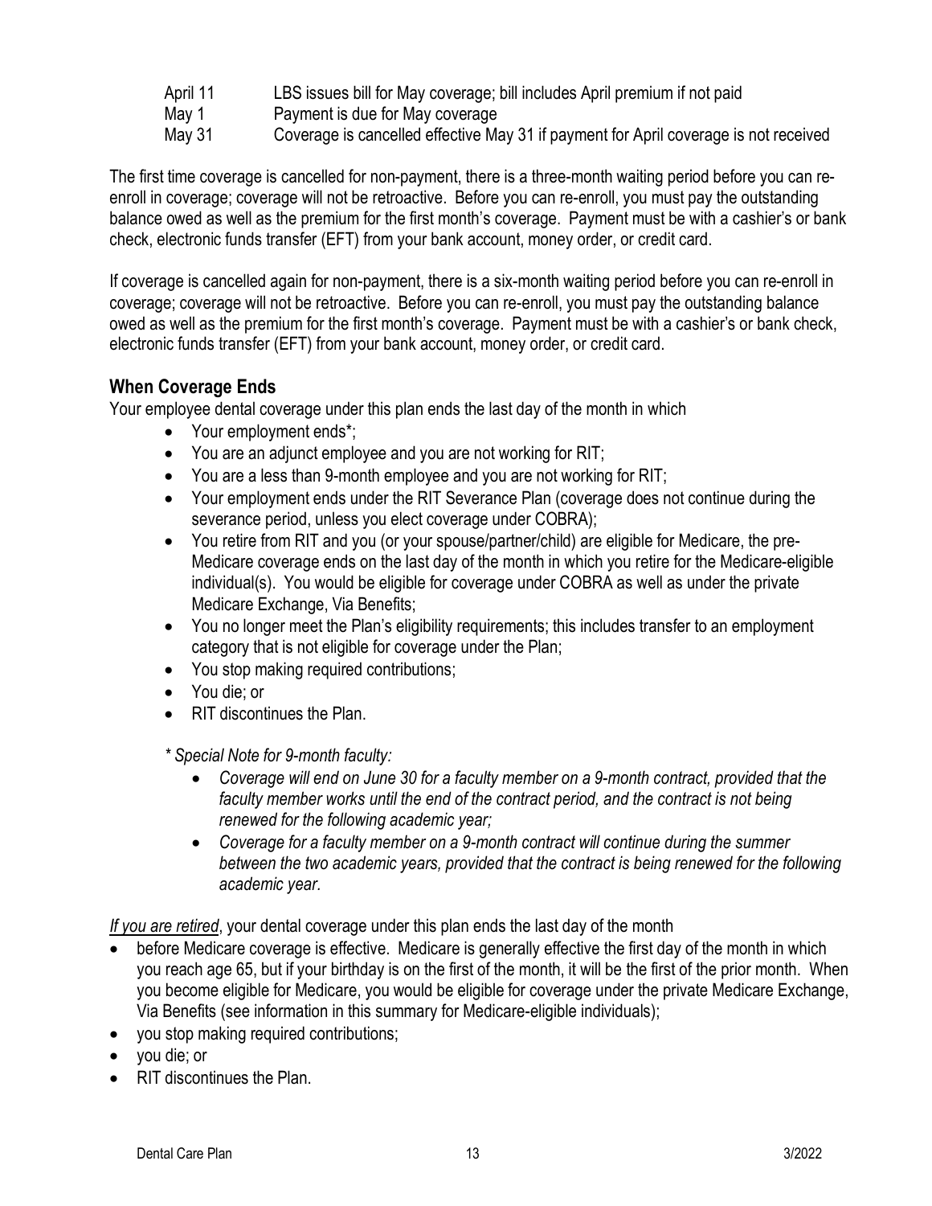| | |
|---|---|
| April 11 | LBS issues bill for May coverage; bill includes April premium if not paid |
| May 1 | Payment is due for May coverage |
| May 31 | Coverage is cancelled effective May 31 if payment for April coverage is not received |

The first time coverage is cancelled for non-payment, there is a three-month waiting period before you can re-enroll in coverage; coverage will not be retroactive. Before you can re-enroll, you must pay the outstanding balance owed as well as the premium for the first month's coverage. Payment must be with a cashier's or bank check, electronic funds transfer (EFT) from your bank account, money order, or credit card.

If coverage is cancelled again for non-payment, there is a six-month waiting period before you can re-enroll in coverage; coverage will not be retroactive. Before you can re-enroll, you must pay the outstanding balance owed as well as the premium for the first month's coverage. Payment must be with a cashier's or bank check, electronic funds transfer (EFT) from your bank account, money order, or credit card.

## When Coverage Ends

Your employee dental coverage under this plan ends the last day of the month in which

- Your employment ends*;
- You are an adjunct employee and you are not working for RIT;
- You are a less than 9-month employee and you are not working for RIT;
- Your employment ends under the RIT Severance Plan (coverage does not continue during the severance period, unless you elect coverage under COBRA);
- You retire from RIT and you (or your spouse/partner/child) are eligible for Medicare, the pre-Medicare coverage ends on the last day of the month in which you retire for the Medicare-eligible individual(s). You would be eligible for coverage under COBRA as well as under the private Medicare Exchange, Via Benefits;
- You no longer meet the Plan's eligibility requirements; this includes transfer to an employment category that is not eligible for coverage under the Plan;
- You stop making required contributions;
- You die; or
- RIT discontinues the Plan.

*\* Special Note for 9-month faculty:*

- *Coverage will end on June 30 for a faculty member on a 9-month contract, provided that the faculty member works until the end of the contract period, and the contract is not being renewed for the following academic year;*
- *Coverage for a faculty member on a 9-month contract will continue during the summer between the two academic years, provided that the contract is being renewed for the following academic year.*

*<u>If you are retired</u>*, your dental coverage under this plan ends the last day of the month

- before Medicare coverage is effective. Medicare is generally effective the first day of the month in which you reach age 65, but if your birthday is on the first of the month, it will be the first of the prior month. When you become eligible for Medicare, you would be eligible for coverage under the private Medicare Exchange, Via Benefits (see information in this summary for Medicare-eligible individuals);
- you stop making required contributions;
- you die; or
- RIT discontinues the Plan.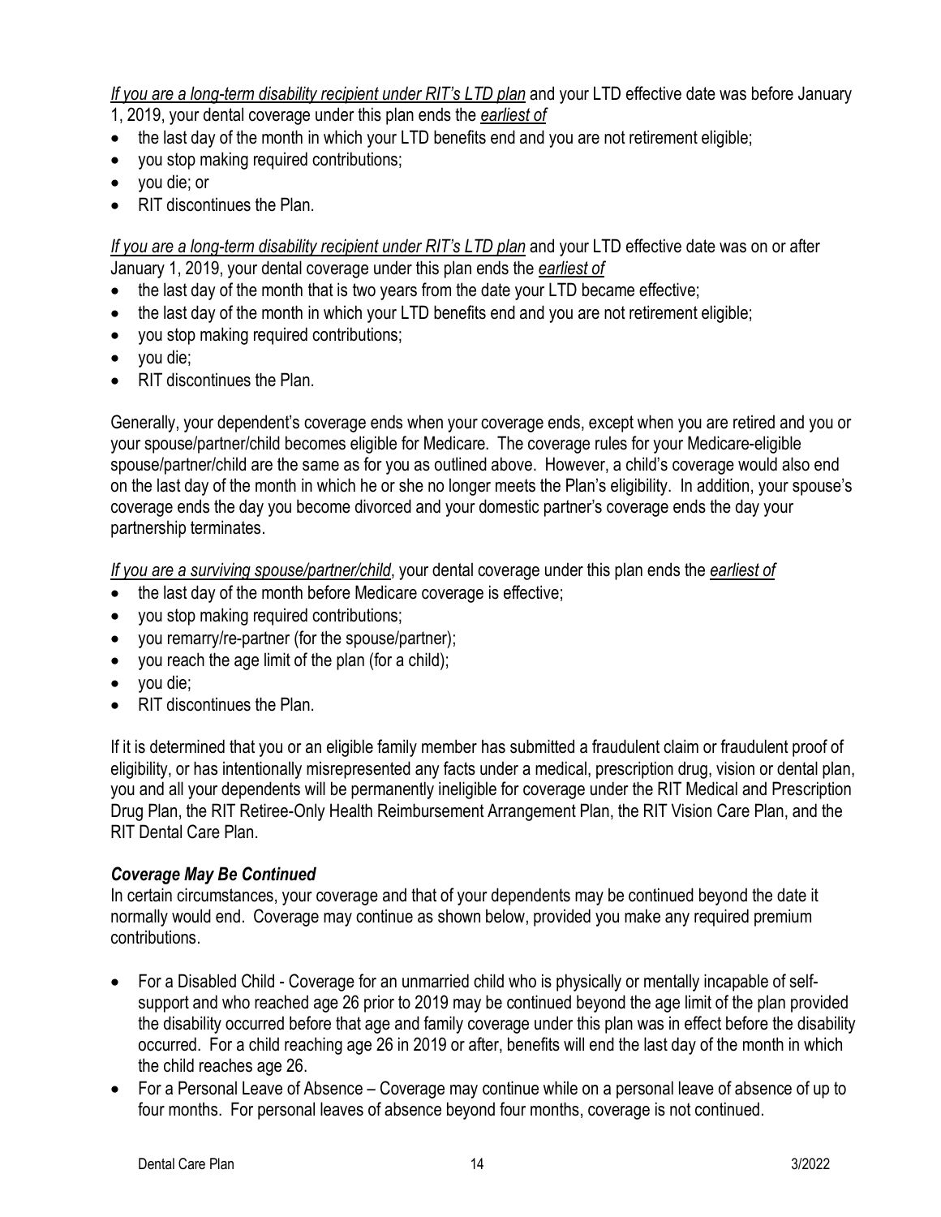*If you are a long-term disability recipient under RIT's LTD plan* and your LTD effective date was before January 1, 2019, your dental coverage under this plan ends the *earliest of*

- the last day of the month in which your LTD benefits end and you are not retirement eligible;
- you stop making required contributions;
- you die; or
- RIT discontinues the Plan.

*If you are a long-term disability recipient under RIT's LTD plan* and your LTD effective date was on or after January 1, 2019, your dental coverage under this plan ends the *earliest of*

- the last day of the month that is two years from the date your LTD became effective;
- the last day of the month in which your LTD benefits end and you are not retirement eligible;
- you stop making required contributions;
- you die;
- RIT discontinues the Plan.

Generally, your dependent's coverage ends when your coverage ends, except when you are retired and you or your spouse/partner/child becomes eligible for Medicare. The coverage rules for your Medicare-eligible spouse/partner/child are the same as for you as outlined above. However, a child's coverage would also end on the last day of the month in which he or she no longer meets the Plan's eligibility. In addition, your spouse's coverage ends the day you become divorced and your domestic partner's coverage ends the day your partnership terminates.

*If you are a surviving spouse/partner/child*, your dental coverage under this plan ends the *earliest of*

- the last day of the month before Medicare coverage is effective;
- you stop making required contributions;
- you remarry/re-partner (for the spouse/partner);
- you reach the age limit of the plan (for a child);
- you die;
- RIT discontinues the Plan.

If it is determined that you or an eligible family member has submitted a fraudulent claim or fraudulent proof of eligibility, or has intentionally misrepresented any facts under a medical, prescription drug, vision or dental plan, you and all your dependents will be permanently ineligible for coverage under the RIT Medical and Prescription Drug Plan, the RIT Retiree-Only Health Reimbursement Arrangement Plan, the RIT Vision Care Plan, and the RIT Dental Care Plan.

### *Coverage May Be Continued*

In certain circumstances, your coverage and that of your dependents may be continued beyond the date it normally would end. Coverage may continue as shown below, provided you make any required premium contributions.

- For a Disabled Child - Coverage for an unmarried child who is physically or mentally incapable of self-support and who reached age 26 prior to 2019 may be continued beyond the age limit of the plan provided the disability occurred before that age and family coverage under this plan was in effect before the disability occurred. For a child reaching age 26 in 2019 or after, benefits will end the last day of the month in which the child reaches age 26.
- For a Personal Leave of Absence – Coverage may continue while on a personal leave of absence of up to four months. For personal leaves of absence beyond four months, coverage is not continued.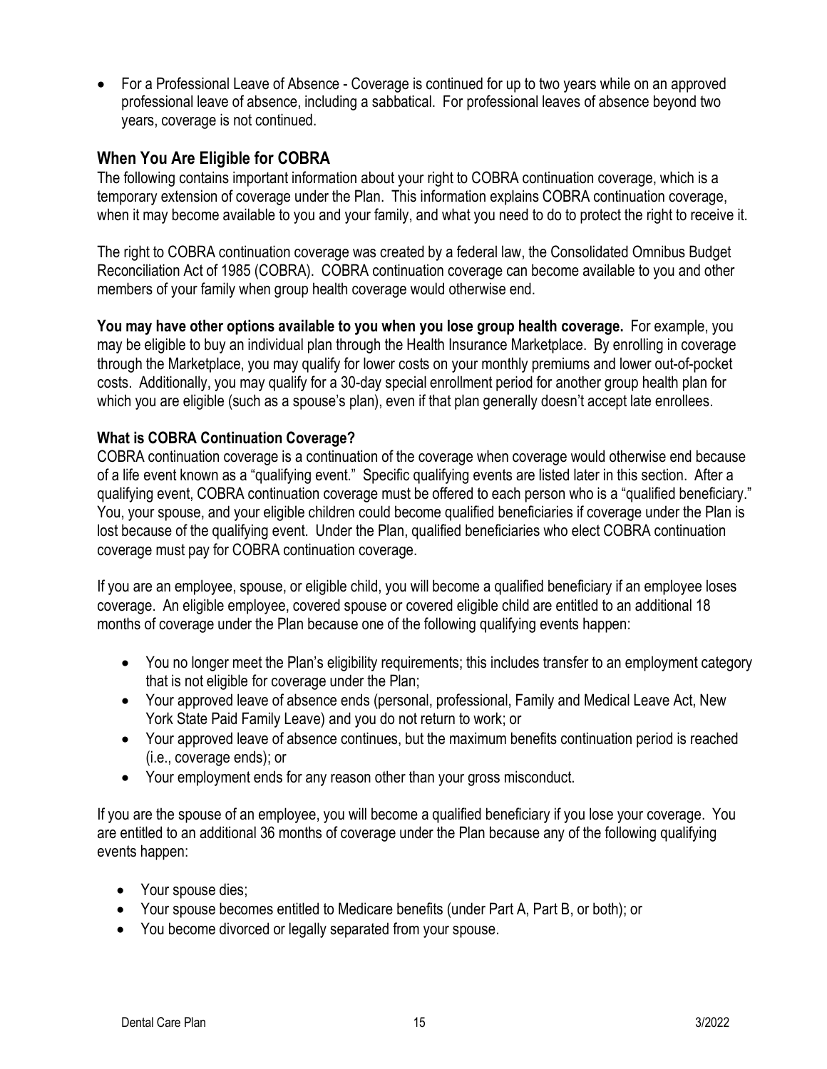- For a Professional Leave of Absence - Coverage is continued for up to two years while on an approved professional leave of absence, including a sabbatical. For professional leaves of absence beyond two years, coverage is not continued.

## When You Are Eligible for COBRA

The following contains important information about your right to COBRA continuation coverage, which is a temporary extension of coverage under the Plan. This information explains COBRA continuation coverage, when it may become available to you and your family, and what you need to do to protect the right to receive it.

The right to COBRA continuation coverage was created by a federal law, the Consolidated Omnibus Budget Reconciliation Act of 1985 (COBRA). COBRA continuation coverage can become available to you and other members of your family when group health coverage would otherwise end.

**You may have other options available to you when you lose group health coverage.** For example, you may be eligible to buy an individual plan through the Health Insurance Marketplace. By enrolling in coverage through the Marketplace, you may qualify for lower costs on your monthly premiums and lower out-of-pocket costs. Additionally, you may qualify for a 30-day special enrollment period for another group health plan for which you are eligible (such as a spouse's plan), even if that plan generally doesn't accept late enrollees.

### What is COBRA Continuation Coverage?

COBRA continuation coverage is a continuation of the coverage when coverage would otherwise end because of a life event known as a "qualifying event." Specific qualifying events are listed later in this section. After a qualifying event, COBRA continuation coverage must be offered to each person who is a "qualified beneficiary." You, your spouse, and your eligible children could become qualified beneficiaries if coverage under the Plan is lost because of the qualifying event. Under the Plan, qualified beneficiaries who elect COBRA continuation coverage must pay for COBRA continuation coverage.

If you are an employee, spouse, or eligible child, you will become a qualified beneficiary if an employee loses coverage. An eligible employee, covered spouse or covered eligible child are entitled to an additional 18 months of coverage under the Plan because one of the following qualifying events happen:

- You no longer meet the Plan's eligibility requirements; this includes transfer to an employment category that is not eligible for coverage under the Plan;
- Your approved leave of absence ends (personal, professional, Family and Medical Leave Act, New York State Paid Family Leave) and you do not return to work; or
- Your approved leave of absence continues, but the maximum benefits continuation period is reached (i.e., coverage ends); or
- Your employment ends for any reason other than your gross misconduct.

If you are the spouse of an employee, you will become a qualified beneficiary if you lose your coverage. You are entitled to an additional 36 months of coverage under the Plan because any of the following qualifying events happen:

- Your spouse dies;
- Your spouse becomes entitled to Medicare benefits (under Part A, Part B, or both); or
- You become divorced or legally separated from your spouse.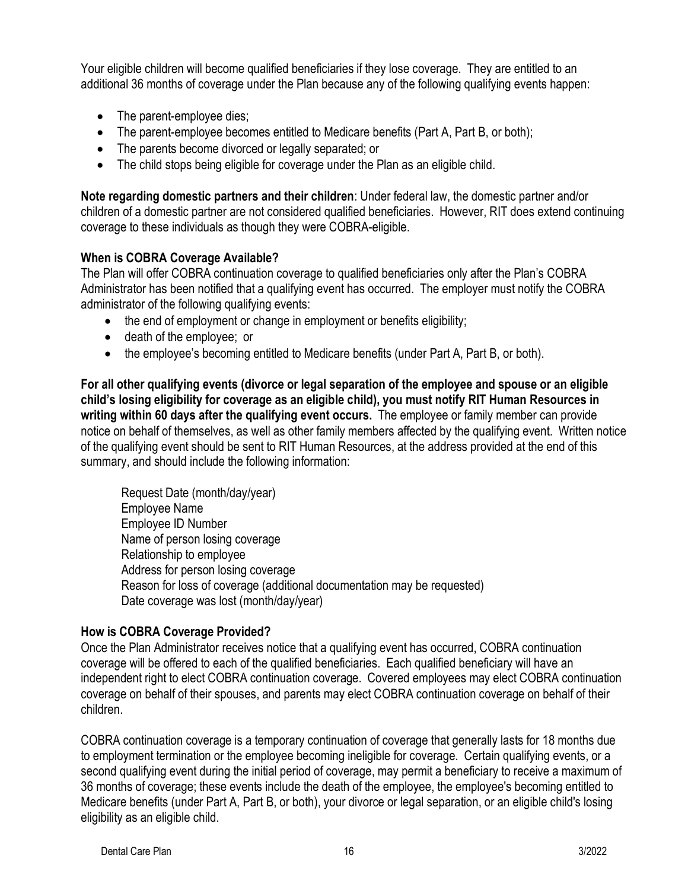Your eligible children will become qualified beneficiaries if they lose coverage. They are entitled to an additional 36 months of coverage under the Plan because any of the following qualifying events happen:

- The parent-employee dies;
- The parent-employee becomes entitled to Medicare benefits (Part A, Part B, or both);
- The parents become divorced or legally separated; or
- The child stops being eligible for coverage under the Plan as an eligible child.

**Note regarding domestic partners and their children**: Under federal law, the domestic partner and/or children of a domestic partner are not considered qualified beneficiaries. However, RIT does extend continuing coverage to these individuals as though they were COBRA-eligible.

### When is COBRA Coverage Available?

The Plan will offer COBRA continuation coverage to qualified beneficiaries only after the Plan's COBRA Administrator has been notified that a qualifying event has occurred. The employer must notify the COBRA administrator of the following qualifying events:

- the end of employment or change in employment or benefits eligibility;
- death of the employee; or
- the employee's becoming entitled to Medicare benefits (under Part A, Part B, or both).

**For all other qualifying events (divorce or legal separation of the employee and spouse or an eligible child's losing eligibility for coverage as an eligible child), you must notify RIT Human Resources in writing within 60 days after the qualifying event occurs.** The employee or family member can provide notice on behalf of themselves, as well as other family members affected by the qualifying event. Written notice of the qualifying event should be sent to RIT Human Resources, at the address provided at the end of this summary, and should include the following information:

Request Date (month/day/year)
Employee Name
Employee ID Number
Name of person losing coverage
Relationship to employee
Address for person losing coverage
Reason for loss of coverage (additional documentation may be requested)
Date coverage was lost (month/day/year)

### How is COBRA Coverage Provided?

Once the Plan Administrator receives notice that a qualifying event has occurred, COBRA continuation coverage will be offered to each of the qualified beneficiaries. Each qualified beneficiary will have an independent right to elect COBRA continuation coverage. Covered employees may elect COBRA continuation coverage on behalf of their spouses, and parents may elect COBRA continuation coverage on behalf of their children.

COBRA continuation coverage is a temporary continuation of coverage that generally lasts for 18 months due to employment termination or the employee becoming ineligible for coverage. Certain qualifying events, or a second qualifying event during the initial period of coverage, may permit a beneficiary to receive a maximum of 36 months of coverage; these events include the death of the employee, the employee's becoming entitled to Medicare benefits (under Part A, Part B, or both), your divorce or legal separation, or an eligible child's losing eligibility as an eligible child.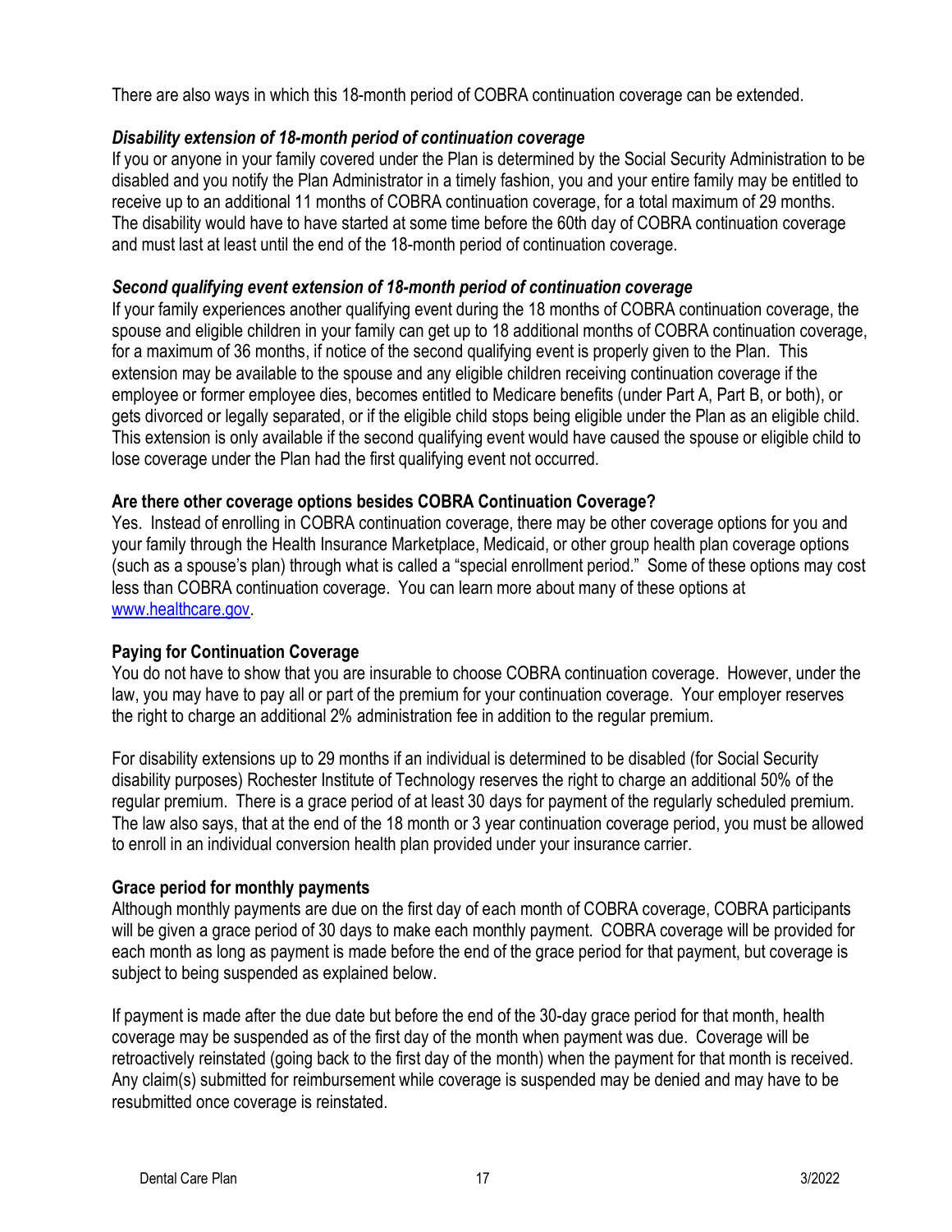There are also ways in which this 18-month period of COBRA continuation coverage can be extended.

### *Disability extension of 18-month period of continuation coverage*

If you or anyone in your family covered under the Plan is determined by the Social Security Administration to be disabled and you notify the Plan Administrator in a timely fashion, you and your entire family may be entitled to receive up to an additional 11 months of COBRA continuation coverage, for a total maximum of 29 months. The disability would have to have started at some time before the 60th day of COBRA continuation coverage and must last at least until the end of the 18-month period of continuation coverage.

### *Second qualifying event extension of 18-month period of continuation coverage*

If your family experiences another qualifying event during the 18 months of COBRA continuation coverage, the spouse and eligible children in your family can get up to 18 additional months of COBRA continuation coverage, for a maximum of 36 months, if notice of the second qualifying event is properly given to the Plan. This extension may be available to the spouse and any eligible children receiving continuation coverage if the employee or former employee dies, becomes entitled to Medicare benefits (under Part A, Part B, or both), or gets divorced or legally separated, or if the eligible child stops being eligible under the Plan as an eligible child. This extension is only available if the second qualifying event would have caused the spouse or eligible child to lose coverage under the Plan had the first qualifying event not occurred.

### Are there other coverage options besides COBRA Continuation Coverage?

Yes. Instead of enrolling in COBRA continuation coverage, there may be other coverage options for you and your family through the Health Insurance Marketplace, Medicaid, or other group health plan coverage options (such as a spouse's plan) through what is called a "special enrollment period." Some of these options may cost less than COBRA continuation coverage. You can learn more about many of these options at [www.healthcare.gov](http://www.healthcare.gov).

### Paying for Continuation Coverage

You do not have to show that you are insurable to choose COBRA continuation coverage. However, under the law, you may have to pay all or part of the premium for your continuation coverage. Your employer reserves the right to charge an additional 2% administration fee in addition to the regular premium.

For disability extensions up to 29 months if an individual is determined to be disabled (for Social Security disability purposes) Rochester Institute of Technology reserves the right to charge an additional 50% of the regular premium. There is a grace period of at least 30 days for payment of the regularly scheduled premium. The law also says, that at the end of the 18 month or 3 year continuation coverage period, you must be allowed to enroll in an individual conversion health plan provided under your insurance carrier.

### Grace period for monthly payments

Although monthly payments are due on the first day of each month of COBRA coverage, COBRA participants will be given a grace period of 30 days to make each monthly payment. COBRA coverage will be provided for each month as long as payment is made before the end of the grace period for that payment, but coverage is subject to being suspended as explained below.

If payment is made after the due date but before the end of the 30-day grace period for that month, health coverage may be suspended as of the first day of the month when payment was due. Coverage will be retroactively reinstated (going back to the first day of the month) when the payment for that month is received. Any claim(s) submitted for reimbursement while coverage is suspended may be denied and may have to be resubmitted once coverage is reinstated.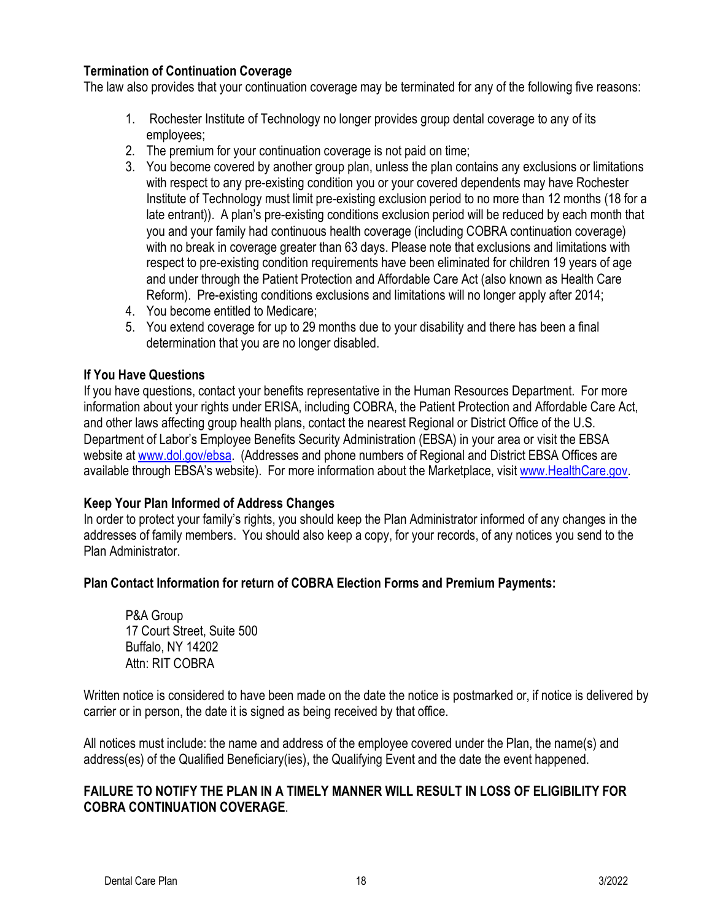**Termination of Continuation Coverage**

The law also provides that your continuation coverage may be terminated for any of the following five reasons:

1. Rochester Institute of Technology no longer provides group dental coverage to any of its employees;
2. The premium for your continuation coverage is not paid on time;
3. You become covered by another group plan, unless the plan contains any exclusions or limitations with respect to any pre-existing condition you or your covered dependents may have Rochester Institute of Technology must limit pre-existing exclusion period to no more than 12 months (18 for a late entrant)). A plan's pre-existing conditions exclusion period will be reduced by each month that you and your family had continuous health coverage (including COBRA continuation coverage) with no break in coverage greater than 63 days. Please note that exclusions and limitations with respect to pre-existing condition requirements have been eliminated for children 19 years of age and under through the Patient Protection and Affordable Care Act (also known as Health Care Reform). Pre-existing conditions exclusions and limitations will no longer apply after 2014;
4. You become entitled to Medicare;
5. You extend coverage for up to 29 months due to your disability and there has been a final determination that you are no longer disabled.

**If You Have Questions**

If you have questions, contact your benefits representative in the Human Resources Department. For more information about your rights under ERISA, including COBRA, the Patient Protection and Affordable Care Act, and other laws affecting group health plans, contact the nearest Regional or District Office of the U.S. Department of Labor's Employee Benefits Security Administration (EBSA) in your area or visit the EBSA website at www.dol.gov/ebsa. (Addresses and phone numbers of Regional and District EBSA Offices are available through EBSA's website). For more information about the Marketplace, visit www.HealthCare.gov.

**Keep Your Plan Informed of Address Changes**

In order to protect your family's rights, you should keep the Plan Administrator informed of any changes in the addresses of family members. You should also keep a copy, for your records, of any notices you send to the Plan Administrator.

**Plan Contact Information for return of COBRA Election Forms and Premium Payments:**

P&A Group
17 Court Street, Suite 500
Buffalo, NY 14202
Attn: RIT COBRA

Written notice is considered to have been made on the date the notice is postmarked or, if notice is delivered by carrier or in person, the date it is signed as being received by that office.

All notices must include: the name and address of the employee covered under the Plan, the name(s) and address(es) of the Qualified Beneficiary(ies), the Qualifying Event and the date the event happened.

**FAILURE TO NOTIFY THE PLAN IN A TIMELY MANNER WILL RESULT IN LOSS OF ELIGIBILITY FOR COBRA CONTINUATION COVERAGE**.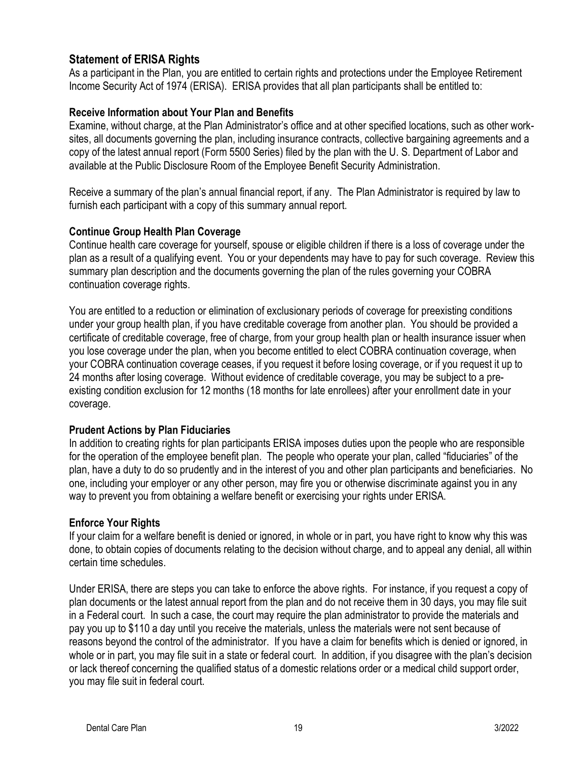## Statement of ERISA Rights

As a participant in the Plan, you are entitled to certain rights and protections under the Employee Retirement Income Security Act of 1974 (ERISA). ERISA provides that all plan participants shall be entitled to:

### Receive Information about Your Plan and Benefits

Examine, without charge, at the Plan Administrator's office and at other specified locations, such as other work-sites, all documents governing the plan, including insurance contracts, collective bargaining agreements and a copy of the latest annual report (Form 5500 Series) filed by the plan with the U. S. Department of Labor and available at the Public Disclosure Room of the Employee Benefit Security Administration.

Receive a summary of the plan's annual financial report, if any. The Plan Administrator is required by law to furnish each participant with a copy of this summary annual report.

### Continue Group Health Plan Coverage

Continue health care coverage for yourself, spouse or eligible children if there is a loss of coverage under the plan as a result of a qualifying event. You or your dependents may have to pay for such coverage. Review this summary plan description and the documents governing the plan of the rules governing your COBRA continuation coverage rights.

You are entitled to a reduction or elimination of exclusionary periods of coverage for preexisting conditions under your group health plan, if you have creditable coverage from another plan. You should be provided a certificate of creditable coverage, free of charge, from your group health plan or health insurance issuer when you lose coverage under the plan, when you become entitled to elect COBRA continuation coverage, when your COBRA continuation coverage ceases, if you request it before losing coverage, or if you request it up to 24 months after losing coverage. Without evidence of creditable coverage, you may be subject to a pre-existing condition exclusion for 12 months (18 months for late enrollees) after your enrollment date in your coverage.

### Prudent Actions by Plan Fiduciaries

In addition to creating rights for plan participants ERISA imposes duties upon the people who are responsible for the operation of the employee benefit plan. The people who operate your plan, called "fiduciaries" of the plan, have a duty to do so prudently and in the interest of you and other plan participants and beneficiaries. No one, including your employer or any other person, may fire you or otherwise discriminate against you in any way to prevent you from obtaining a welfare benefit or exercising your rights under ERISA.

### Enforce Your Rights

If your claim for a welfare benefit is denied or ignored, in whole or in part, you have right to know why this was done, to obtain copies of documents relating to the decision without charge, and to appeal any denial, all within certain time schedules.

Under ERISA, there are steps you can take to enforce the above rights. For instance, if you request a copy of plan documents or the latest annual report from the plan and do not receive them in 30 days, you may file suit in a Federal court. In such a case, the court may require the plan administrator to provide the materials and pay you up to $110 a day until you receive the materials, unless the materials were not sent because of reasons beyond the control of the administrator. If you have a claim for benefits which is denied or ignored, in whole or in part, you may file suit in a state or federal court. In addition, if you disagree with the plan's decision or lack thereof concerning the qualified status of a domestic relations order or a medical child support order, you may file suit in federal court.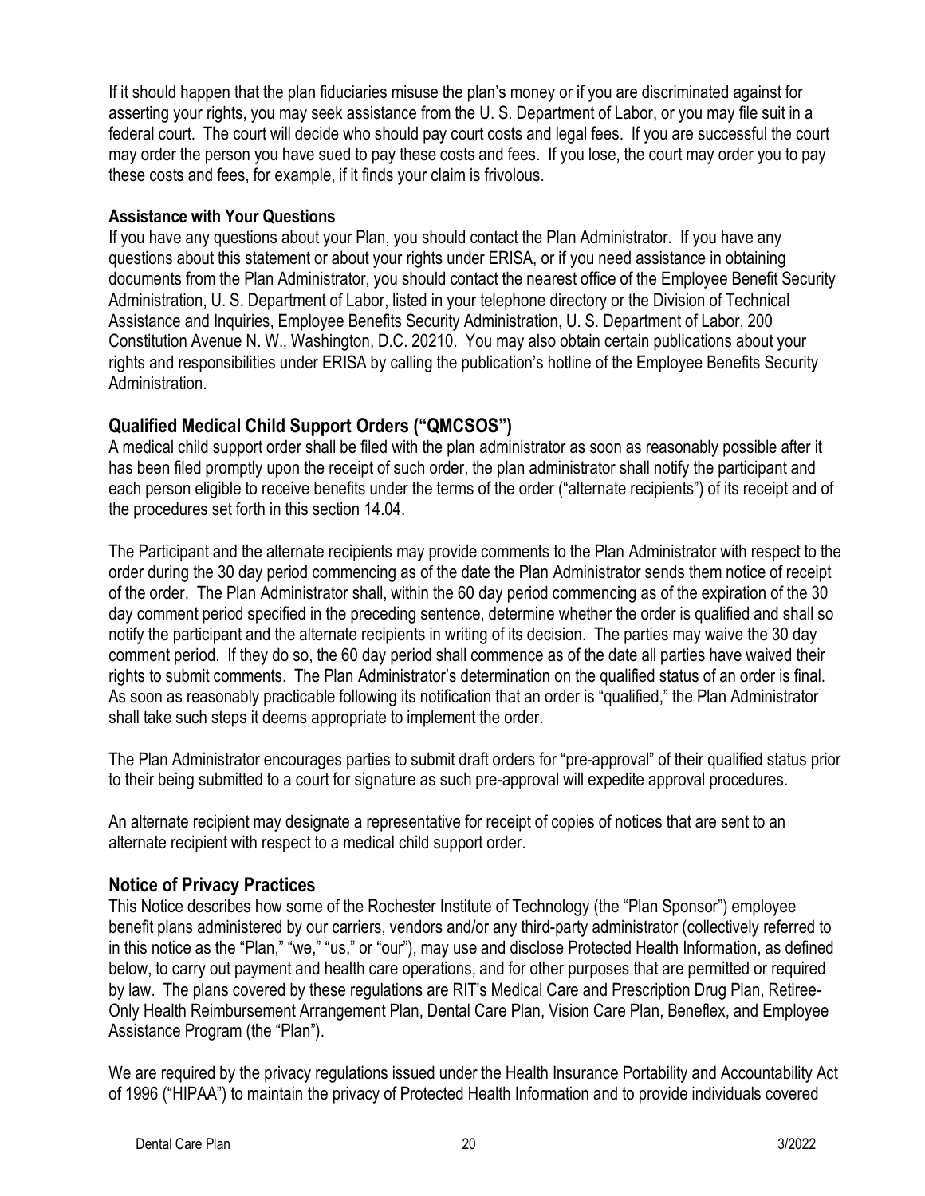If it should happen that the plan fiduciaries misuse the plan's money or if you are discriminated against for asserting your rights, you may seek assistance from the U. S. Department of Labor, or you may file suit in a federal court. The court will decide who should pay court costs and legal fees. If you are successful the court may order the person you have sued to pay these costs and fees. If you lose, the court may order you to pay these costs and fees, for example, if it finds your claim is frivolous.

### Assistance with Your Questions

If you have any questions about your Plan, you should contact the Plan Administrator. If you have any questions about this statement or about your rights under ERISA, or if you need assistance in obtaining documents from the Plan Administrator, you should contact the nearest office of the Employee Benefit Security Administration, U. S. Department of Labor, listed in your telephone directory or the Division of Technical Assistance and Inquiries, Employee Benefits Security Administration, U. S. Department of Labor, 200 Constitution Avenue N. W., Washington, D.C. 20210. You may also obtain certain publications about your rights and responsibilities under ERISA by calling the publication's hotline of the Employee Benefits Security Administration.

## Qualified Medical Child Support Orders ("QMCSOS")

A medical child support order shall be filed with the plan administrator as soon as reasonably possible after it has been filed promptly upon the receipt of such order, the plan administrator shall notify the participant and each person eligible to receive benefits under the terms of the order ("alternate recipients") of its receipt and of the procedures set forth in this section 14.04.

The Participant and the alternate recipients may provide comments to the Plan Administrator with respect to the order during the 30 day period commencing as of the date the Plan Administrator sends them notice of receipt of the order. The Plan Administrator shall, within the 60 day period commencing as of the expiration of the 30 day comment period specified in the preceding sentence, determine whether the order is qualified and shall so notify the participant and the alternate recipients in writing of its decision. The parties may waive the 30 day comment period. If they do so, the 60 day period shall commence as of the date all parties have waived their rights to submit comments. The Plan Administrator's determination on the qualified status of an order is final. As soon as reasonably practicable following its notification that an order is "qualified," the Plan Administrator shall take such steps it deems appropriate to implement the order.

The Plan Administrator encourages parties to submit draft orders for "pre-approval" of their qualified status prior to their being submitted to a court for signature as such pre-approval will expedite approval procedures.

An alternate recipient may designate a representative for receipt of copies of notices that are sent to an alternate recipient with respect to a medical child support order.

## Notice of Privacy Practices

This Notice describes how some of the Rochester Institute of Technology (the "Plan Sponsor") employee benefit plans administered by our carriers, vendors and/or any third-party administrator (collectively referred to in this notice as the "Plan," "we," "us," or "our"), may use and disclose Protected Health Information, as defined below, to carry out payment and health care operations, and for other purposes that are permitted or required by law. The plans covered by these regulations are RIT's Medical Care and Prescription Drug Plan, Retiree-Only Health Reimbursement Arrangement Plan, Dental Care Plan, Vision Care Plan, Beneflex, and Employee Assistance Program (the "Plan").

We are required by the privacy regulations issued under the Health Insurance Portability and Accountability Act of 1996 ("HIPAA") to maintain the privacy of Protected Health Information and to provide individuals covered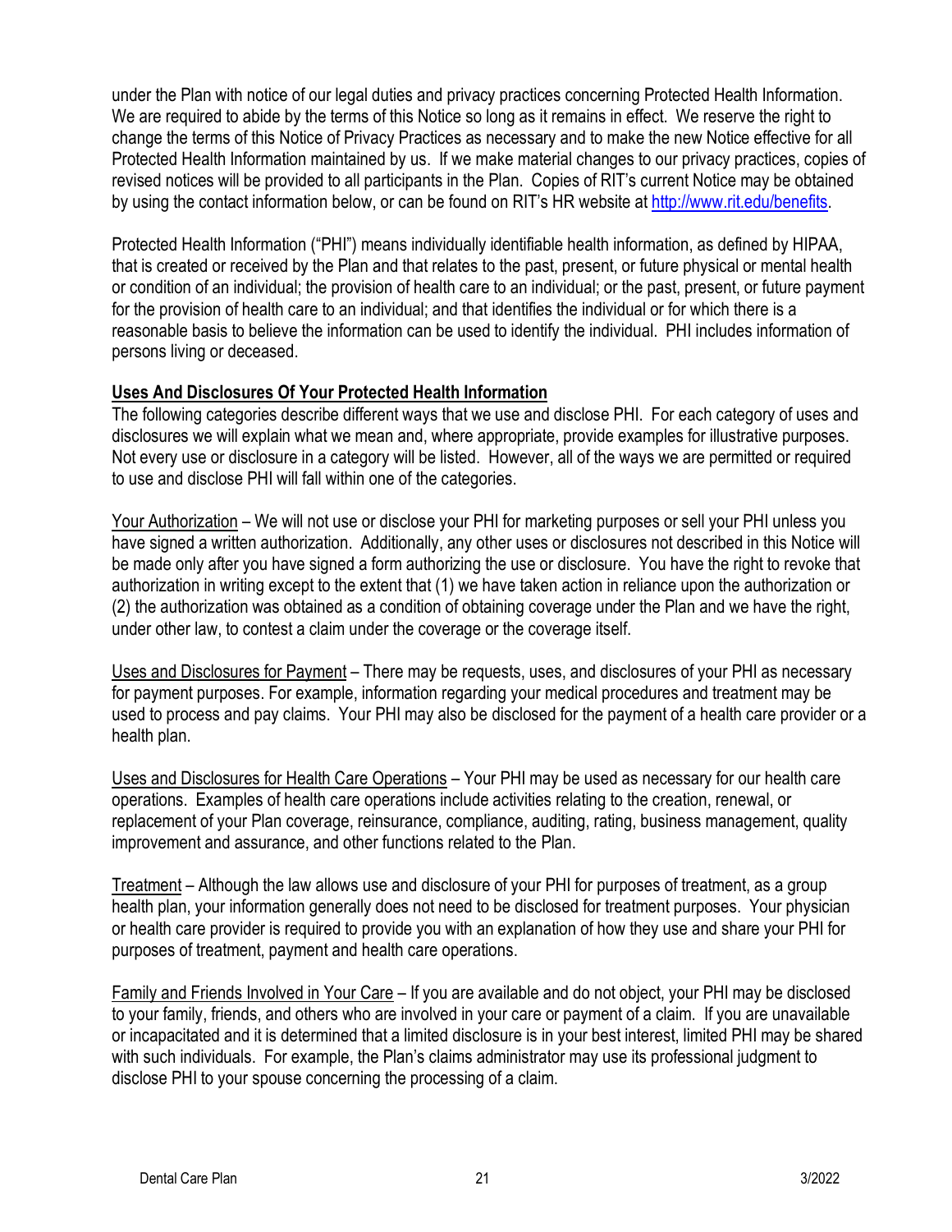under the Plan with notice of our legal duties and privacy practices concerning Protected Health Information. We are required to abide by the terms of this Notice so long as it remains in effect. We reserve the right to change the terms of this Notice of Privacy Practices as necessary and to make the new Notice effective for all Protected Health Information maintained by us. If we make material changes to our privacy practices, copies of revised notices will be provided to all participants in the Plan. Copies of RIT's current Notice may be obtained by using the contact information below, or can be found on RIT's HR website at http://www.rit.edu/benefits.

Protected Health Information ("PHI") means individually identifiable health information, as defined by HIPAA, that is created or received by the Plan and that relates to the past, present, or future physical or mental health or condition of an individual; the provision of health care to an individual; or the past, present, or future payment for the provision of health care to an individual; and that identifies the individual or for which there is a reasonable basis to believe the information can be used to identify the individual. PHI includes information of persons living or deceased.

**Uses And Disclosures Of Your Protected Health Information**

The following categories describe different ways that we use and disclose PHI. For each category of uses and disclosures we will explain what we mean and, where appropriate, provide examples for illustrative purposes. Not every use or disclosure in a category will be listed. However, all of the ways we are permitted or required to use and disclose PHI will fall within one of the categories.

Your Authorization – We will not use or disclose your PHI for marketing purposes or sell your PHI unless you have signed a written authorization. Additionally, any other uses or disclosures not described in this Notice will be made only after you have signed a form authorizing the use or disclosure. You have the right to revoke that authorization in writing except to the extent that (1) we have taken action in reliance upon the authorization or (2) the authorization was obtained as a condition of obtaining coverage under the Plan and we have the right, under other law, to contest a claim under the coverage or the coverage itself.

Uses and Disclosures for Payment – There may be requests, uses, and disclosures of your PHI as necessary for payment purposes. For example, information regarding your medical procedures and treatment may be used to process and pay claims. Your PHI may also be disclosed for the payment of a health care provider or a health plan.

Uses and Disclosures for Health Care Operations – Your PHI may be used as necessary for our health care operations. Examples of health care operations include activities relating to the creation, renewal, or replacement of your Plan coverage, reinsurance, compliance, auditing, rating, business management, quality improvement and assurance, and other functions related to the Plan.

Treatment – Although the law allows use and disclosure of your PHI for purposes of treatment, as a group health plan, your information generally does not need to be disclosed for treatment purposes. Your physician or health care provider is required to provide you with an explanation of how they use and share your PHI for purposes of treatment, payment and health care operations.

Family and Friends Involved in Your Care – If you are available and do not object, your PHI may be disclosed to your family, friends, and others who are involved in your care or payment of a claim. If you are unavailable or incapacitated and it is determined that a limited disclosure is in your best interest, limited PHI may be shared with such individuals. For example, the Plan's claims administrator may use its professional judgment to disclose PHI to your spouse concerning the processing of a claim.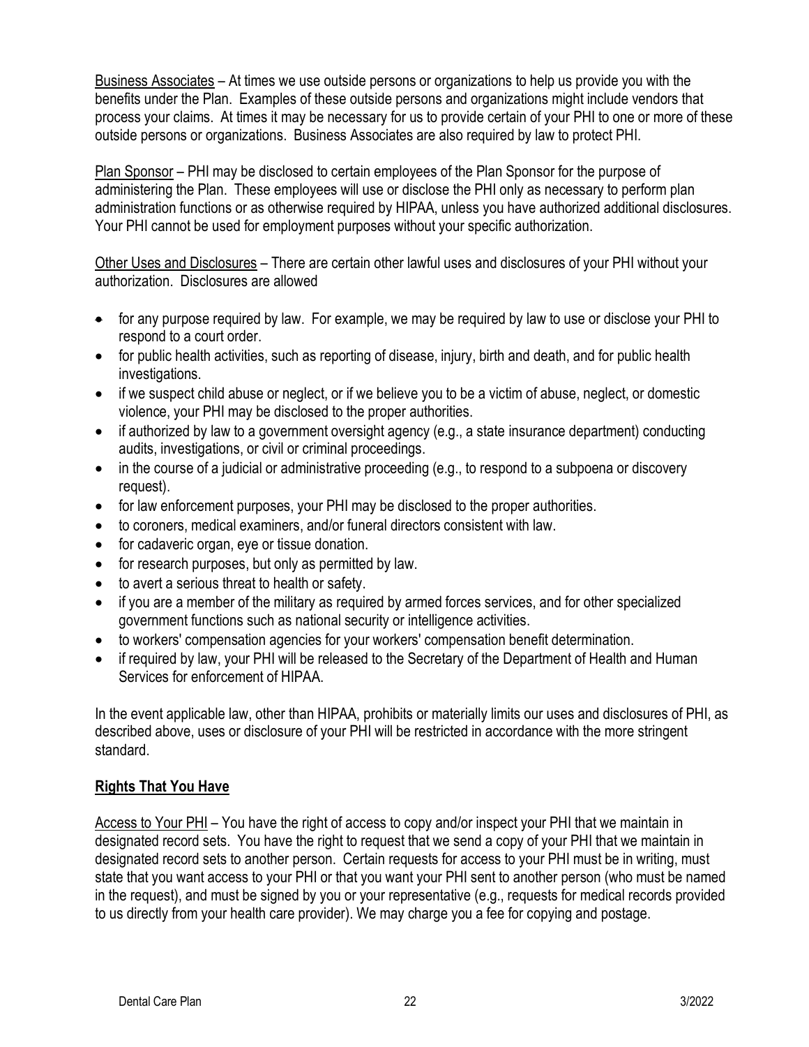<u>Business Associates</u> – At times we use outside persons or organizations to help us provide you with the benefits under the Plan. Examples of these outside persons and organizations might include vendors that process your claims. At times it may be necessary for us to provide certain of your PHI to one or more of these outside persons or organizations. Business Associates are also required by law to protect PHI.

<u>Plan Sponsor</u> – PHI may be disclosed to certain employees of the Plan Sponsor for the purpose of administering the Plan. These employees will use or disclose the PHI only as necessary to perform plan administration functions or as otherwise required by HIPAA, unless you have authorized additional disclosures. Your PHI cannot be used for employment purposes without your specific authorization.

<u>Other Uses and Disclosures</u> – There are certain other lawful uses and disclosures of your PHI without your authorization. Disclosures are allowed

- for any purpose required by law. For example, we may be required by law to use or disclose your PHI to respond to a court order.
- for public health activities, such as reporting of disease, injury, birth and death, and for public health investigations.
- if we suspect child abuse or neglect, or if we believe you to be a victim of abuse, neglect, or domestic violence, your PHI may be disclosed to the proper authorities.
- if authorized by law to a government oversight agency (e.g., a state insurance department) conducting audits, investigations, or civil or criminal proceedings.
- in the course of a judicial or administrative proceeding (e.g., to respond to a subpoena or discovery request).
- for law enforcement purposes, your PHI may be disclosed to the proper authorities.
- to coroners, medical examiners, and/or funeral directors consistent with law.
- for cadaveric organ, eye or tissue donation.
- for research purposes, but only as permitted by law.
- to avert a serious threat to health or safety.
- if you are a member of the military as required by armed forces services, and for other specialized government functions such as national security or intelligence activities.
- to workers' compensation agencies for your workers' compensation benefit determination.
- if required by law, your PHI will be released to the Secretary of the Department of Health and Human Services for enforcement of HIPAA.

In the event applicable law, other than HIPAA, prohibits or materially limits our uses and disclosures of PHI, as described above, uses or disclosure of your PHI will be restricted in accordance with the more stringent standard.

## <u>**Rights That You Have**</u>

<u>Access to Your PHI</u> – You have the right of access to copy and/or inspect your PHI that we maintain in designated record sets. You have the right to request that we send a copy of your PHI that we maintain in designated record sets to another person. Certain requests for access to your PHI must be in writing, must state that you want access to your PHI or that you want your PHI sent to another person (who must be named in the request), and must be signed by you or your representative (e.g., requests for medical records provided to us directly from your health care provider). We may charge you a fee for copying and postage.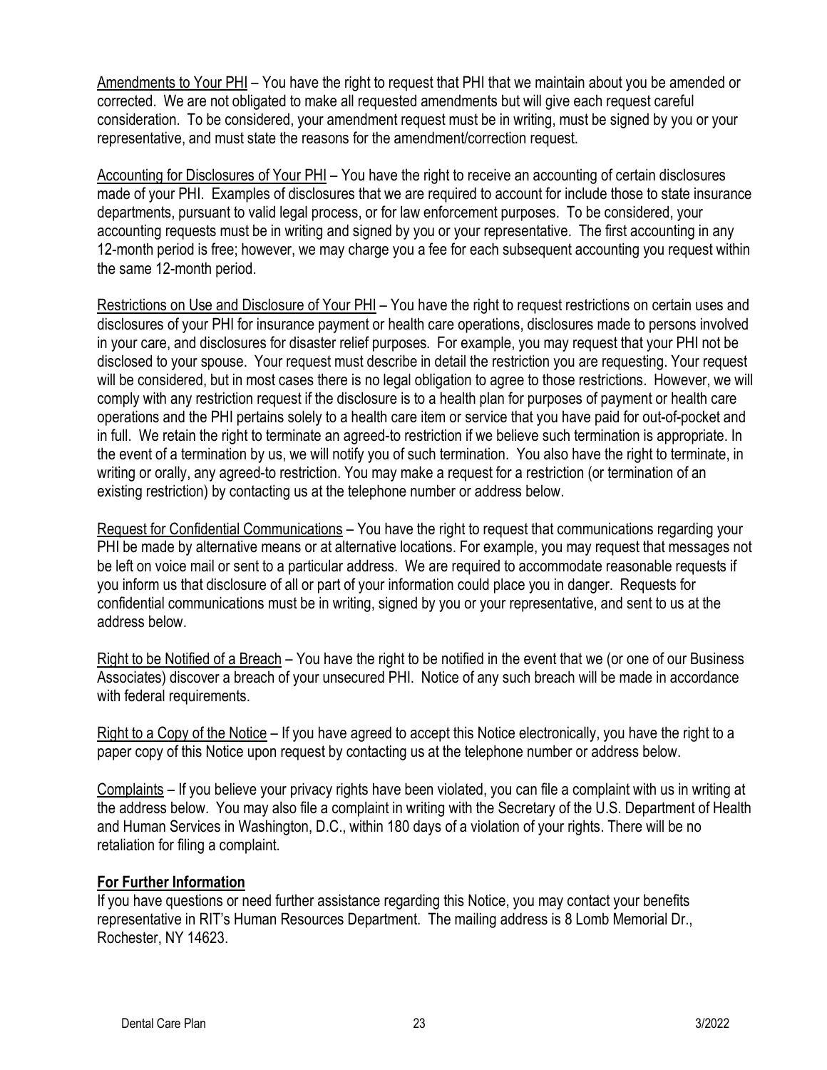<u>Amendments to Your PHI</u> – You have the right to request that PHI that we maintain about you be amended or corrected. We are not obligated to make all requested amendments but will give each request careful consideration. To be considered, your amendment request must be in writing, must be signed by you or your representative, and must state the reasons for the amendment/correction request.

<u>Accounting for Disclosures of Your PHI</u> – You have the right to receive an accounting of certain disclosures made of your PHI. Examples of disclosures that we are required to account for include those to state insurance departments, pursuant to valid legal process, or for law enforcement purposes. To be considered, your accounting requests must be in writing and signed by you or your representative. The first accounting in any 12-month period is free; however, we may charge you a fee for each subsequent accounting you request within the same 12-month period.

<u>Restrictions on Use and Disclosure of Your PHI</u> – You have the right to request restrictions on certain uses and disclosures of your PHI for insurance payment or health care operations, disclosures made to persons involved in your care, and disclosures for disaster relief purposes. For example, you may request that your PHI not be disclosed to your spouse. Your request must describe in detail the restriction you are requesting. Your request will be considered, but in most cases there is no legal obligation to agree to those restrictions. However, we will comply with any restriction request if the disclosure is to a health plan for purposes of payment or health care operations and the PHI pertains solely to a health care item or service that you have paid for out-of-pocket and in full. We retain the right to terminate an agreed-to restriction if we believe such termination is appropriate. In the event of a termination by us, we will notify you of such termination. You also have the right to terminate, in writing or orally, any agreed-to restriction. You may make a request for a restriction (or termination of an existing restriction) by contacting us at the telephone number or address below.

<u>Request for Confidential Communications</u> – You have the right to request that communications regarding your PHI be made by alternative means or at alternative locations. For example, you may request that messages not be left on voice mail or sent to a particular address. We are required to accommodate reasonable requests if you inform us that disclosure of all or part of your information could place you in danger. Requests for confidential communications must be in writing, signed by you or your representative, and sent to us at the address below.

<u>Right to be Notified of a Breach</u> – You have the right to be notified in the event that we (or one of our Business Associates) discover a breach of your unsecured PHI. Notice of any such breach will be made in accordance with federal requirements.

<u>Right to a Copy of the Notice</u> – If you have agreed to accept this Notice electronically, you have the right to a paper copy of this Notice upon request by contacting us at the telephone number or address below.

<u>Complaints</u> – If you believe your privacy rights have been violated, you can file a complaint with us in writing at the address below. You may also file a complaint in writing with the Secretary of the U.S. Department of Health and Human Services in Washington, D.C., within 180 days of a violation of your rights. There will be no retaliation for filing a complaint.

**<u>For Further Information</u>**

If you have questions or need further assistance regarding this Notice, you may contact your benefits representative in RIT's Human Resources Department. The mailing address is 8 Lomb Memorial Dr., Rochester, NY 14623.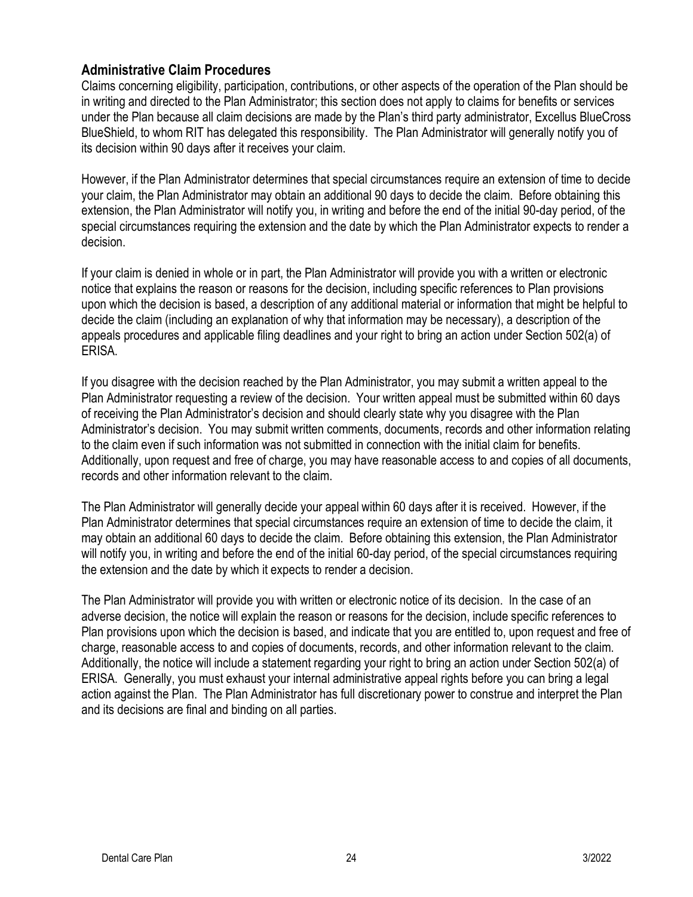## Administrative Claim Procedures

Claims concerning eligibility, participation, contributions, or other aspects of the operation of the Plan should be in writing and directed to the Plan Administrator; this section does not apply to claims for benefits or services under the Plan because all claim decisions are made by the Plan's third party administrator, Excellus BlueCross BlueShield, to whom RIT has delegated this responsibility. The Plan Administrator will generally notify you of its decision within 90 days after it receives your claim.

However, if the Plan Administrator determines that special circumstances require an extension of time to decide your claim, the Plan Administrator may obtain an additional 90 days to decide the claim. Before obtaining this extension, the Plan Administrator will notify you, in writing and before the end of the initial 90-day period, of the special circumstances requiring the extension and the date by which the Plan Administrator expects to render a decision.

If your claim is denied in whole or in part, the Plan Administrator will provide you with a written or electronic notice that explains the reason or reasons for the decision, including specific references to Plan provisions upon which the decision is based, a description of any additional material or information that might be helpful to decide the claim (including an explanation of why that information may be necessary), a description of the appeals procedures and applicable filing deadlines and your right to bring an action under Section 502(a) of ERISA.

If you disagree with the decision reached by the Plan Administrator, you may submit a written appeal to the Plan Administrator requesting a review of the decision. Your written appeal must be submitted within 60 days of receiving the Plan Administrator's decision and should clearly state why you disagree with the Plan Administrator's decision. You may submit written comments, documents, records and other information relating to the claim even if such information was not submitted in connection with the initial claim for benefits. Additionally, upon request and free of charge, you may have reasonable access to and copies of all documents, records and other information relevant to the claim.

The Plan Administrator will generally decide your appeal within 60 days after it is received. However, if the Plan Administrator determines that special circumstances require an extension of time to decide the claim, it may obtain an additional 60 days to decide the claim. Before obtaining this extension, the Plan Administrator will notify you, in writing and before the end of the initial 60-day period, of the special circumstances requiring the extension and the date by which it expects to render a decision.

The Plan Administrator will provide you with written or electronic notice of its decision. In the case of an adverse decision, the notice will explain the reason or reasons for the decision, include specific references to Plan provisions upon which the decision is based, and indicate that you are entitled to, upon request and free of charge, reasonable access to and copies of documents, records, and other information relevant to the claim. Additionally, the notice will include a statement regarding your right to bring an action under Section 502(a) of ERISA. Generally, you must exhaust your internal administrative appeal rights before you can bring a legal action against the Plan. The Plan Administrator has full discretionary power to construe and interpret the Plan and its decisions are final and binding on all parties.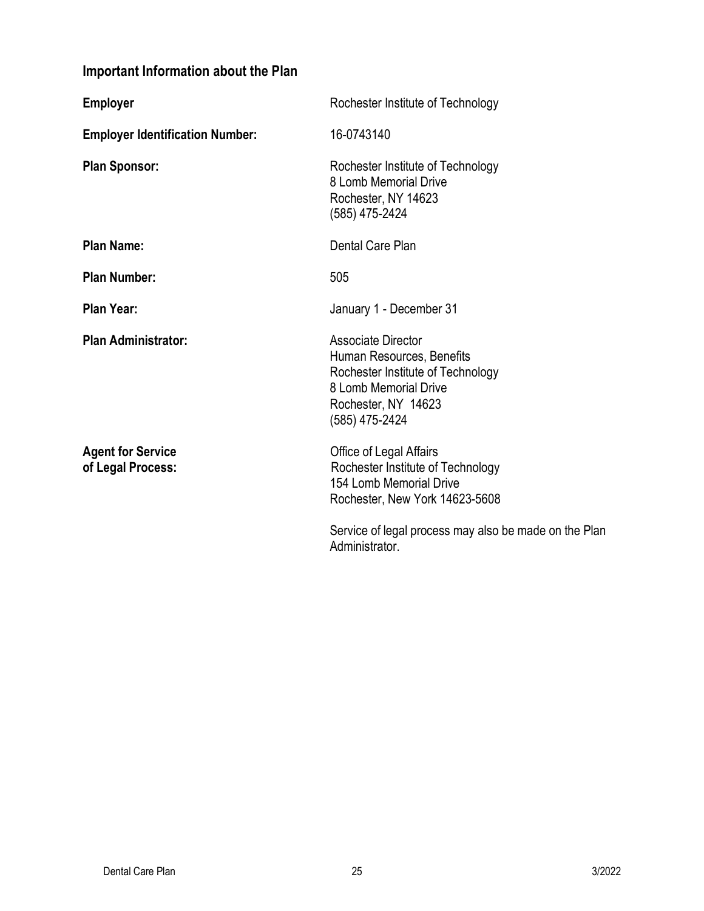## Important Information about the Plan

| | |
|---|---|
| **Employer** | Rochester Institute of Technology |
| **Employer Identification Number:** | 16-0743140 |
| **Plan Sponsor:** | Rochester Institute of Technology<br>8 Lomb Memorial Drive<br>Rochester, NY 14623<br>(585) 475-2424 |
| **Plan Name:** | Dental Care Plan |
| **Plan Number:** | 505 |
| **Plan Year:** | January 1 - December 31 |
| **Plan Administrator:** | Associate Director<br>Human Resources, Benefits<br>Rochester Institute of Technology<br>8 Lomb Memorial Drive<br>Rochester, NY 14623<br>(585) 475-2424 |
| **Agent for Service of Legal Process:** | Office of Legal Affairs<br>Rochester Institute of Technology<br>154 Lomb Memorial Drive<br>Rochester, New York 14623-5608<br><br>Service of legal process may also be made on the Plan Administrator. |